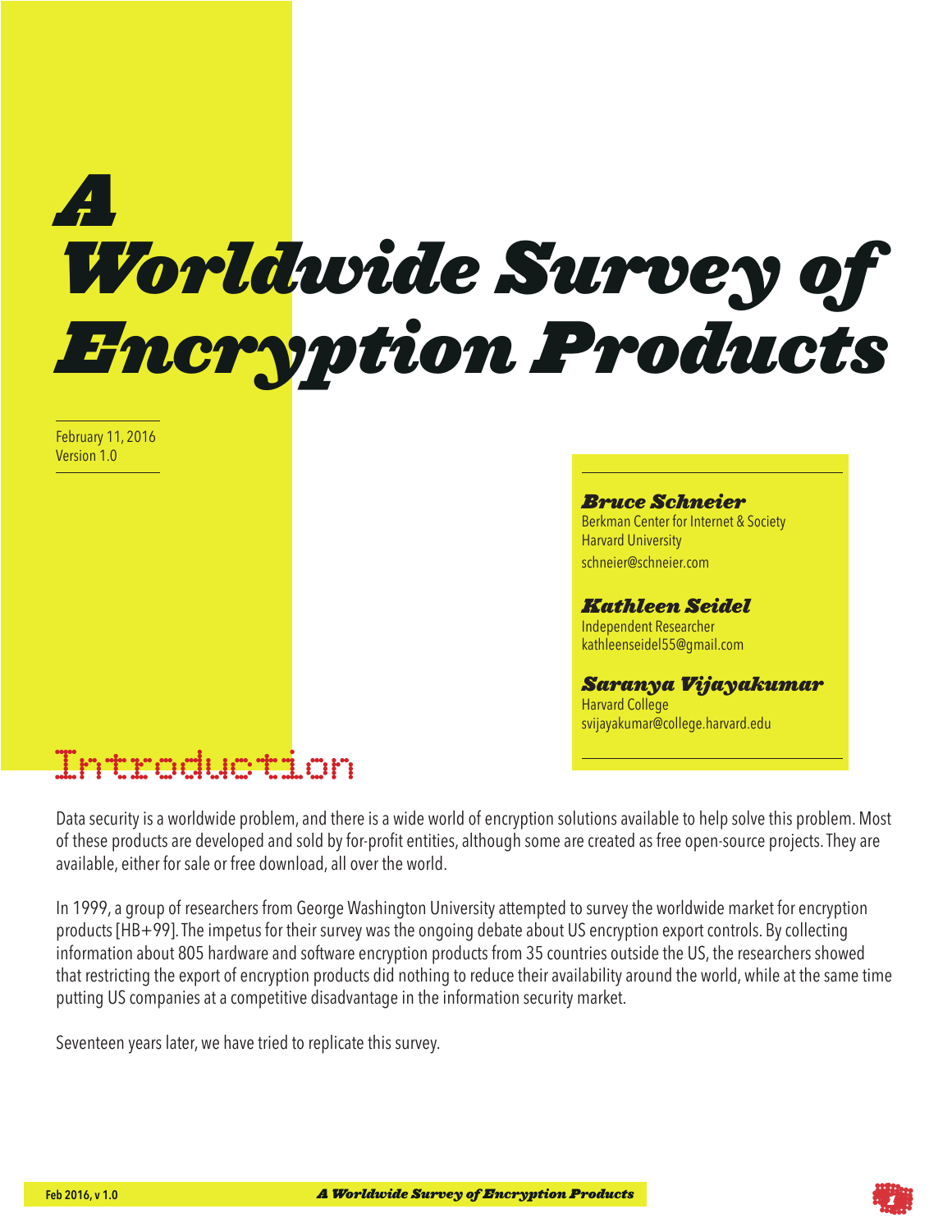# A Worldwide Survey of Encryption Products

February 11, 2016
Version 1.0

***Bruce Schneier***
Berkman Center for Internet & Society
Harvard University
schneier@schneier.com

***Kathleen Seidel***
Independent Researcher
kathleenseidel55@gmail.com

***Saranya Vijayakumar***
Harvard College
svijayakumar@college.harvard.edu

## Introduction

Data security is a worldwide problem, and there is a wide world of encryption solutions available to help solve this problem. Most of these products are developed and sold by for-profit entities, although some are created as free open-source projects. They are available, either for sale or free download, all over the world.

In 1999, a group of researchers from George Washington University attempted to survey the worldwide market for encryption products [HB+99]. The impetus for their survey was the ongoing debate about US encryption export controls. By collecting information about 805 hardware and software encryption products from 35 countries outside the US, the researchers showed that restricting the export of encryption products did nothing to reduce their availability around the world, while at the same time putting US companies at a competitive disadvantage in the information security market.

Seventeen years later, we have tried to replicate this survey.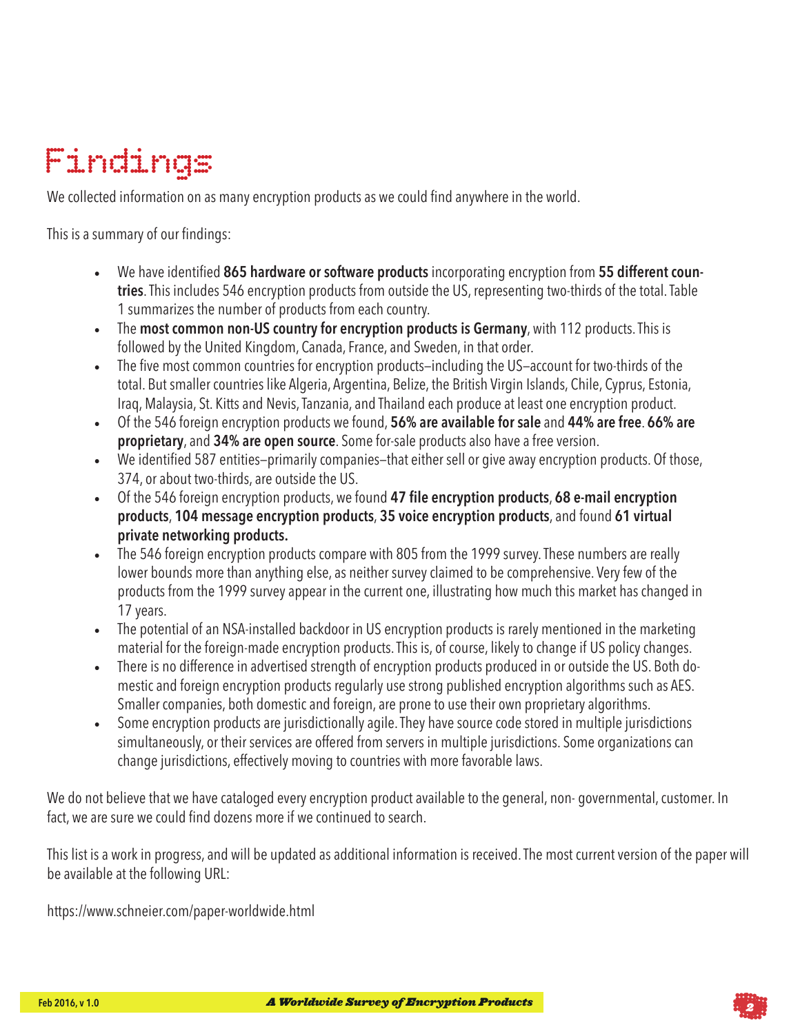# Findings

We collected information on as many encryption products as we could find anywhere in the world.

This is a summary of our findings:

- We have identified **865 hardware or software products** incorporating encryption from **55 different countries**. This includes 546 encryption products from outside the US, representing two-thirds of the total. Table 1 summarizes the number of products from each country.
- The **most common non-US country for encryption products is Germany**, with 112 products. This is followed by the United Kingdom, Canada, France, and Sweden, in that order.
- The five most common countries for encryption products—including the US—account for two-thirds of the total. But smaller countries like Algeria, Argentina, Belize, the British Virgin Islands, Chile, Cyprus, Estonia, Iraq, Malaysia, St. Kitts and Nevis, Tanzania, and Thailand each produce at least one encryption product.
- Of the 546 foreign encryption products we found, **56% are available for sale** and **44% are free**. **66% are proprietary**, and **34% are open source**. Some for-sale products also have a free version.
- We identified 587 entities—primarily companies—that either sell or give away encryption products. Of those, 374, or about two-thirds, are outside the US.
- Of the 546 foreign encryption products, we found **47 file encryption products**, **68 e-mail encryption products**, **104 message encryption products**, **35 voice encryption products**, and found **61 virtual private networking products.**
- The 546 foreign encryption products compare with 805 from the 1999 survey. These numbers are really lower bounds more than anything else, as neither survey claimed to be comprehensive. Very few of the products from the 1999 survey appear in the current one, illustrating how much this market has changed in 17 years.
- The potential of an NSA-installed backdoor in US encryption products is rarely mentioned in the marketing material for the foreign-made encryption products. This is, of course, likely to change if US policy changes.
- There is no difference in advertised strength of encryption products produced in or outside the US. Both domestic and foreign encryption products regularly use strong published encryption algorithms such as AES. Smaller companies, both domestic and foreign, are prone to use their own proprietary algorithms.
- Some encryption products are jurisdictionally agile. They have source code stored in multiple jurisdictions simultaneously, or their services are offered from servers in multiple jurisdictions. Some organizations can change jurisdictions, effectively moving to countries with more favorable laws.

We do not believe that we have cataloged every encryption product available to the general, non- governmental, customer. In fact, we are sure we could find dozens more if we continued to search.

This list is a work in progress, and will be updated as additional information is received. The most current version of the paper will be available at the following URL:

https://www.schneier.com/paper-worldwide.html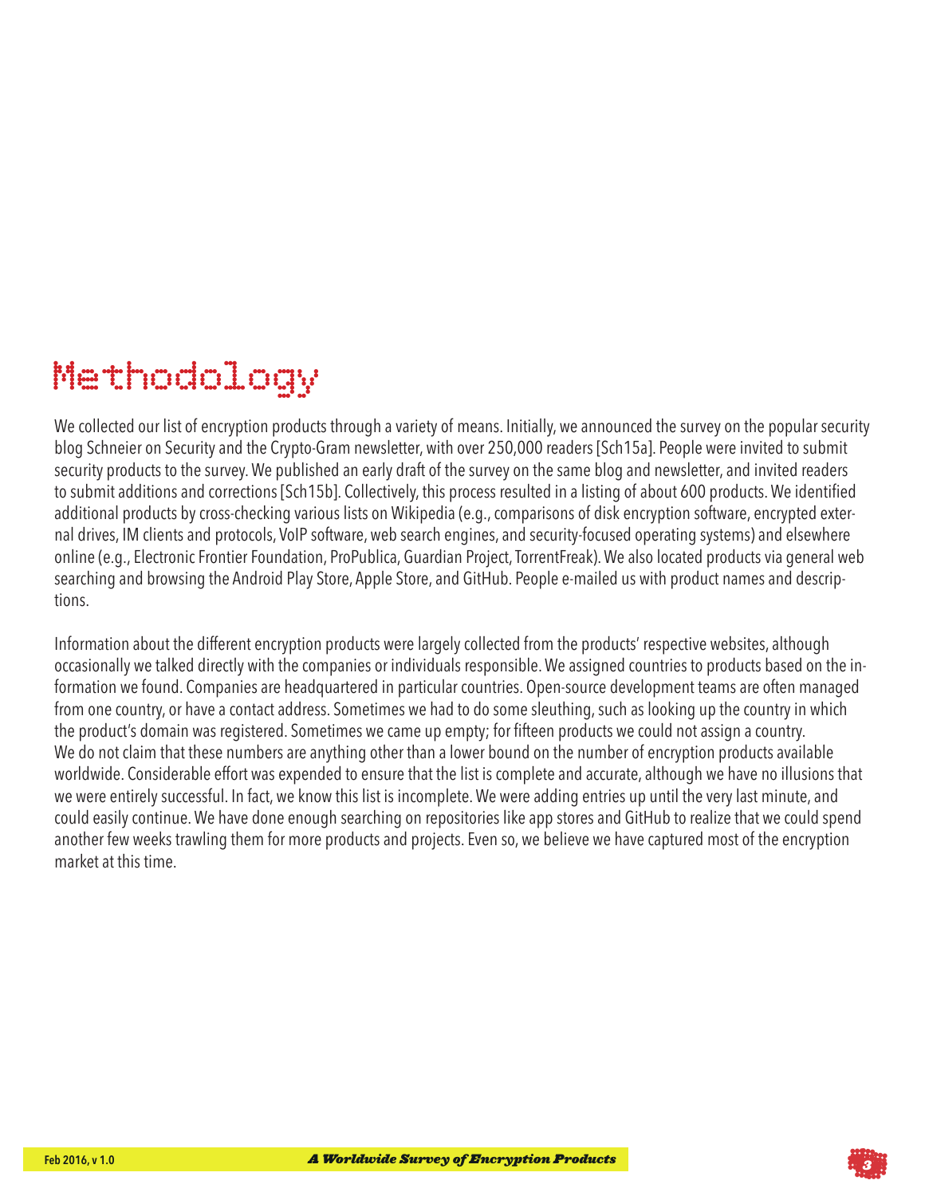# Methodology

We collected our list of encryption products through a variety of means. Initially, we announced the survey on the popular security blog Schneier on Security and the Crypto-Gram newsletter, with over 250,000 readers [Sch15a]. People were invited to submit security products to the survey. We published an early draft of the survey on the same blog and newsletter, and invited readers to submit additions and corrections [Sch15b]. Collectively, this process resulted in a listing of about 600 products. We identified additional products by cross-checking various lists on Wikipedia (e.g., comparisons of disk encryption software, encrypted external drives, IM clients and protocols, VoIP software, web search engines, and security-focused operating systems) and elsewhere online (e.g., Electronic Frontier Foundation, ProPublica, Guardian Project, TorrentFreak). We also located products via general web searching and browsing the Android Play Store, Apple Store, and GitHub. People e-mailed us with product names and descriptions.

Information about the different encryption products were largely collected from the products' respective websites, although occasionally we talked directly with the companies or individuals responsible. We assigned countries to products based on the information we found. Companies are headquartered in particular countries. Open-source development teams are often managed from one country, or have a contact address. Sometimes we had to do some sleuthing, such as looking up the country in which the product's domain was registered. Sometimes we came up empty; for fifteen products we could not assign a country.
We do not claim that these numbers are anything other than a lower bound on the number of encryption products available worldwide. Considerable effort was expended to ensure that the list is complete and accurate, although we have no illusions that we were entirely successful. In fact, we know this list is incomplete. We were adding entries up until the very last minute, and could easily continue. We have done enough searching on repositories like app stores and GitHub to realize that we could spend another few weeks trawling them for more products and projects. Even so, we believe we have captured most of the encryption market at this time.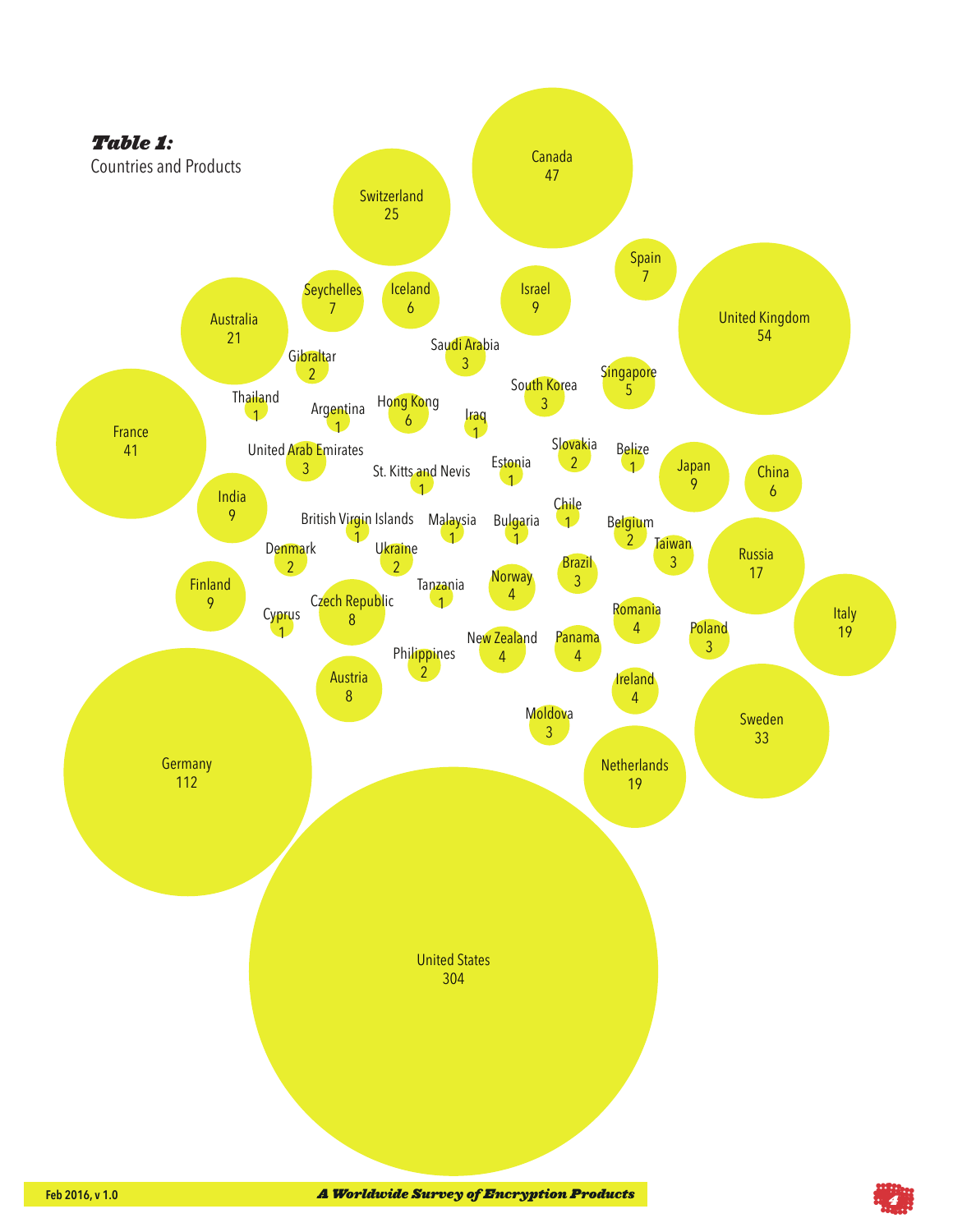***Table 1:***

Countries and Products

| Country | Products |
|---|---|
| Canada | 47 |
| Switzerland | 25 |
| Spain | 7 |
| United Kingdom | 54 |
| Australia | 21 |
| Seychelles | 7 |
| Iceland | 6 |
| Israel | 9 |
| Saudi Arabia | 3 |
| Gibraltar | 2 |
| Singapore | 5 |
| South Korea | 3 |
| Thailand | 1 |
| Argentina | 1 |
| Hong Kong | 6 |
| Iraq | 1 |
| France | 41 |
| United Arab Emirates | 3 |
| St. Kitts and Nevis | 1 |
| Estonia | 1 |
| Slovakia | 2 |
| Belize | 1 |
| Japan | 9 |
| China | 6 |
| India | 9 |
| British Virgin Islands | 1 |
| Malaysia | 1 |
| Bulgaria | 1 |
| Chile | 1 |
| Belgium | 2 |
| Taiwan | 3 |
| Russia | 17 |
| Denmark | 2 |
| Ukraine | 2 |
| Brazil | 3 |
| Finland | 9 |
| Tanzania | 1 |
| Norway | 4 |
| Cyprus | 1 |
| Czech Republic | 8 |
| Romania | 4 |
| Italy | 19 |
| Poland | 3 |
| New Zealand | 4 |
| Panama | 4 |
| Philippines | 2 |
| Austria | 8 |
| Ireland | 4 |
| Moldova | 3 |
| Sweden | 33 |
| Germany | 112 |
| Netherlands | 19 |
| United States | 304 |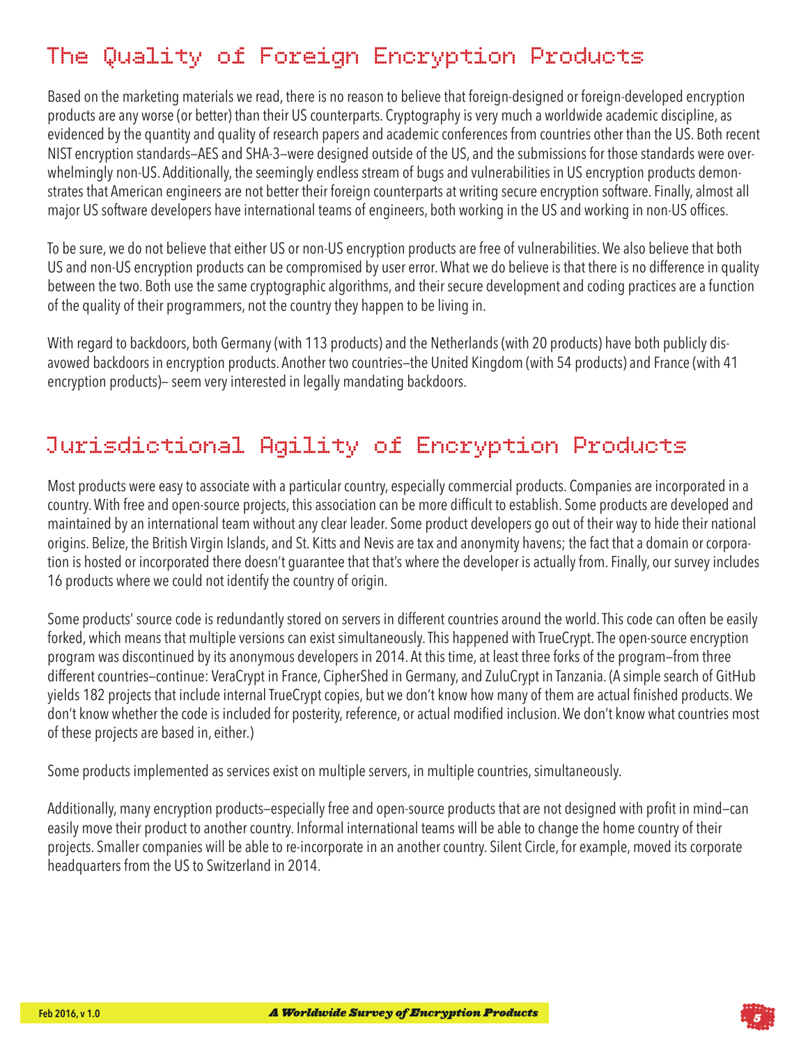## The Quality of Foreign Encryption Products

Based on the marketing materials we read, there is no reason to believe that foreign-designed or foreign-developed encryption products are any worse (or better) than their US counterparts. Cryptography is very much a worldwide academic discipline, as evidenced by the quantity and quality of research papers and academic conferences from countries other than the US. Both recent NIST encryption standards—AES and SHA-3—were designed outside of the US, and the submissions for those standards were overwhelmingly non-US. Additionally, the seemingly endless stream of bugs and vulnerabilities in US encryption products demonstrates that American engineers are not better their foreign counterparts at writing secure encryption software. Finally, almost all major US software developers have international teams of engineers, both working in the US and working in non-US offices.

To be sure, we do not believe that either US or non-US encryption products are free of vulnerabilities. We also believe that both US and non-US encryption products can be compromised by user error. What we do believe is that there is no difference in quality between the two. Both use the same cryptographic algorithms, and their secure development and coding practices are a function of the quality of their programmers, not the country they happen to be living in.

With regard to backdoors, both Germany (with 113 products) and the Netherlands (with 20 products) have both publicly disavowed backdoors in encryption products. Another two countries—the United Kingdom (with 54 products) and France (with 41 encryption products)— seem very interested in legally mandating backdoors.

## Jurisdictional Agility of Encryption Products

Most products were easy to associate with a particular country, especially commercial products. Companies are incorporated in a country. With free and open-source projects, this association can be more difficult to establish. Some products are developed and maintained by an international team without any clear leader. Some product developers go out of their way to hide their national origins. Belize, the British Virgin Islands, and St. Kitts and Nevis are tax and anonymity havens; the fact that a domain or corporation is hosted or incorporated there doesn't guarantee that that's where the developer is actually from. Finally, our survey includes 16 products where we could not identify the country of origin.

Some products' source code is redundantly stored on servers in different countries around the world. This code can often be easily forked, which means that multiple versions can exist simultaneously. This happened with TrueCrypt. The open-source encryption program was discontinued by its anonymous developers in 2014. At this time, at least three forks of the program—from three different countries—continue: VeraCrypt in France, CipherShed in Germany, and ZuluCrypt in Tanzania. (A simple search of GitHub yields 182 projects that include internal TrueCrypt copies, but we don't know how many of them are actual finished products. We don't know whether the code is included for posterity, reference, or actual modified inclusion. We don't know what countries most of these projects are based in, either.)

Some products implemented as services exist on multiple servers, in multiple countries, simultaneously.

Additionally, many encryption products—especially free and open-source products that are not designed with profit in mind—can easily move their product to another country. Informal international teams will be able to change the home country of their projects. Smaller companies will be able to re-incorporate in an another country. Silent Circle, for example, moved its corporate headquarters from the US to Switzerland in 2014.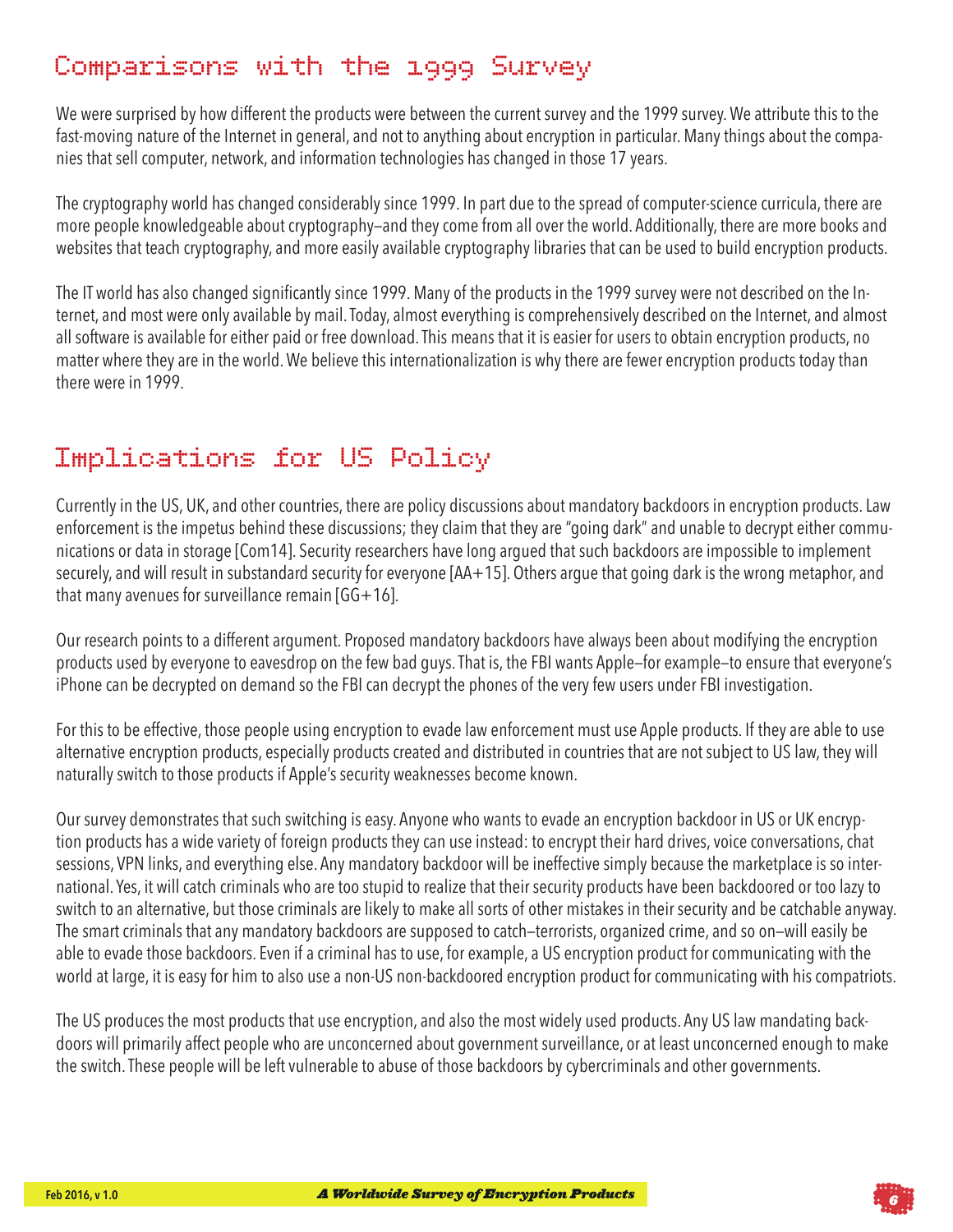## Comparisons with the 1999 Survey

We were surprised by how different the products were between the current survey and the 1999 survey. We attribute this to the fast-moving nature of the Internet in general, and not to anything about encryption in particular. Many things about the companies that sell computer, network, and information technologies has changed in those 17 years.

The cryptography world has changed considerably since 1999. In part due to the spread of computer-science curricula, there are more people knowledgeable about cryptography—and they come from all over the world. Additionally, there are more books and websites that teach cryptography, and more easily available cryptography libraries that can be used to build encryption products.

The IT world has also changed significantly since 1999. Many of the products in the 1999 survey were not described on the Internet, and most were only available by mail. Today, almost everything is comprehensively described on the Internet, and almost all software is available for either paid or free download. This means that it is easier for users to obtain encryption products, no matter where they are in the world. We believe this internationalization is why there are fewer encryption products today than there were in 1999.

## Implications for US Policy

Currently in the US, UK, and other countries, there are policy discussions about mandatory backdoors in encryption products. Law enforcement is the impetus behind these discussions; they claim that they are "going dark" and unable to decrypt either communications or data in storage [Com14]. Security researchers have long argued that such backdoors are impossible to implement securely, and will result in substandard security for everyone [AA+15]. Others argue that going dark is the wrong metaphor, and that many avenues for surveillance remain [GG+16].

Our research points to a different argument. Proposed mandatory backdoors have always been about modifying the encryption products used by everyone to eavesdrop on the few bad guys. That is, the FBI wants Apple—for example—to ensure that everyone's iPhone can be decrypted on demand so the FBI can decrypt the phones of the very few users under FBI investigation.

For this to be effective, those people using encryption to evade law enforcement must use Apple products. If they are able to use alternative encryption products, especially products created and distributed in countries that are not subject to US law, they will naturally switch to those products if Apple's security weaknesses become known.

Our survey demonstrates that such switching is easy. Anyone who wants to evade an encryption backdoor in US or UK encryption products has a wide variety of foreign products they can use instead: to encrypt their hard drives, voice conversations, chat sessions, VPN links, and everything else. Any mandatory backdoor will be ineffective simply because the marketplace is so international. Yes, it will catch criminals who are too stupid to realize that their security products have been backdoored or too lazy to switch to an alternative, but those criminals are likely to make all sorts of other mistakes in their security and be catchable anyway. The smart criminals that any mandatory backdoors are supposed to catch—terrorists, organized crime, and so on—will easily be able to evade those backdoors. Even if a criminal has to use, for example, a US encryption product for communicating with the world at large, it is easy for him to also use a non-US non-backdoored encryption product for communicating with his compatriots.

The US produces the most products that use encryption, and also the most widely used products. Any US law mandating backdoors will primarily affect people who are unconcerned about government surveillance, or at least unconcerned enough to make the switch. These people will be left vulnerable to abuse of those backdoors by cybercriminals and other governments.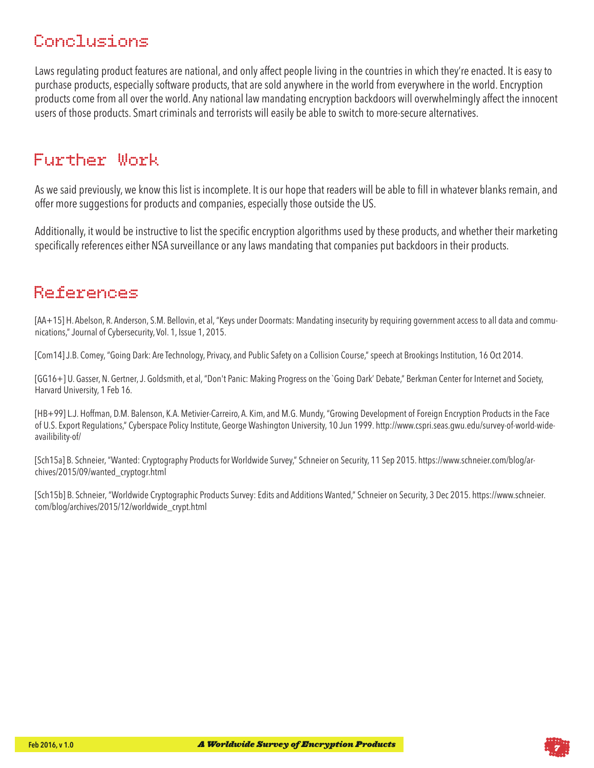## Conclusions

Laws regulating product features are national, and only affect people living in the countries in which they're enacted. It is easy to purchase products, especially software products, that are sold anywhere in the world from everywhere in the world. Encryption products come from all over the world. Any national law mandating encryption backdoors will overwhelmingly affect the innocent users of those products. Smart criminals and terrorists will easily be able to switch to more-secure alternatives.

## Further Work

As we said previously, we know this list is incomplete. It is our hope that readers will be able to fill in whatever blanks remain, and offer more suggestions for products and companies, especially those outside the US.

Additionally, it would be instructive to list the specific encryption algorithms used by these products, and whether their marketing specifically references either NSA surveillance or any laws mandating that companies put backdoors in their products.

## References

[AA+15] H. Abelson, R. Anderson, S.M. Bellovin, et al, "Keys under Doormats: Mandating insecurity by requiring government access to all data and communications," Journal of Cybersecurity, Vol. 1, Issue 1, 2015.

[Com14] J.B. Comey, "Going Dark: Are Technology, Privacy, and Public Safety on a Collision Course," speech at Brookings Institution, 16 Oct 2014.

[GG16+] U. Gasser, N. Gertner, J. Goldsmith, et al, "Don't Panic: Making Progress on the `Going Dark' Debate," Berkman Center for Internet and Society, Harvard University, 1 Feb 16.

[HB+99] L.J. Hoffman, D.M. Balenson, K.A. Metivier-Carreiro, A. Kim, and M.G. Mundy, "Growing Development of Foreign Encryption Products in the Face of U.S. Export Regulations," Cyberspace Policy Institute, George Washington University, 10 Jun 1999. http://www.cspri.seas.gwu.edu/survey-of-world-wide-availibility-of/

[Sch15a] B. Schneier, "Wanted: Cryptography Products for Worldwide Survey," Schneier on Security, 11 Sep 2015. https://www.schneier.com/blog/archives/2015/09/wanted_cryptogr.html

[Sch15b] B. Schneier, "Worldwide Cryptographic Products Survey: Edits and Additions Wanted," Schneier on Security, 3 Dec 2015. https://www.schneier.com/blog/archives/2015/12/worldwide_crypt.html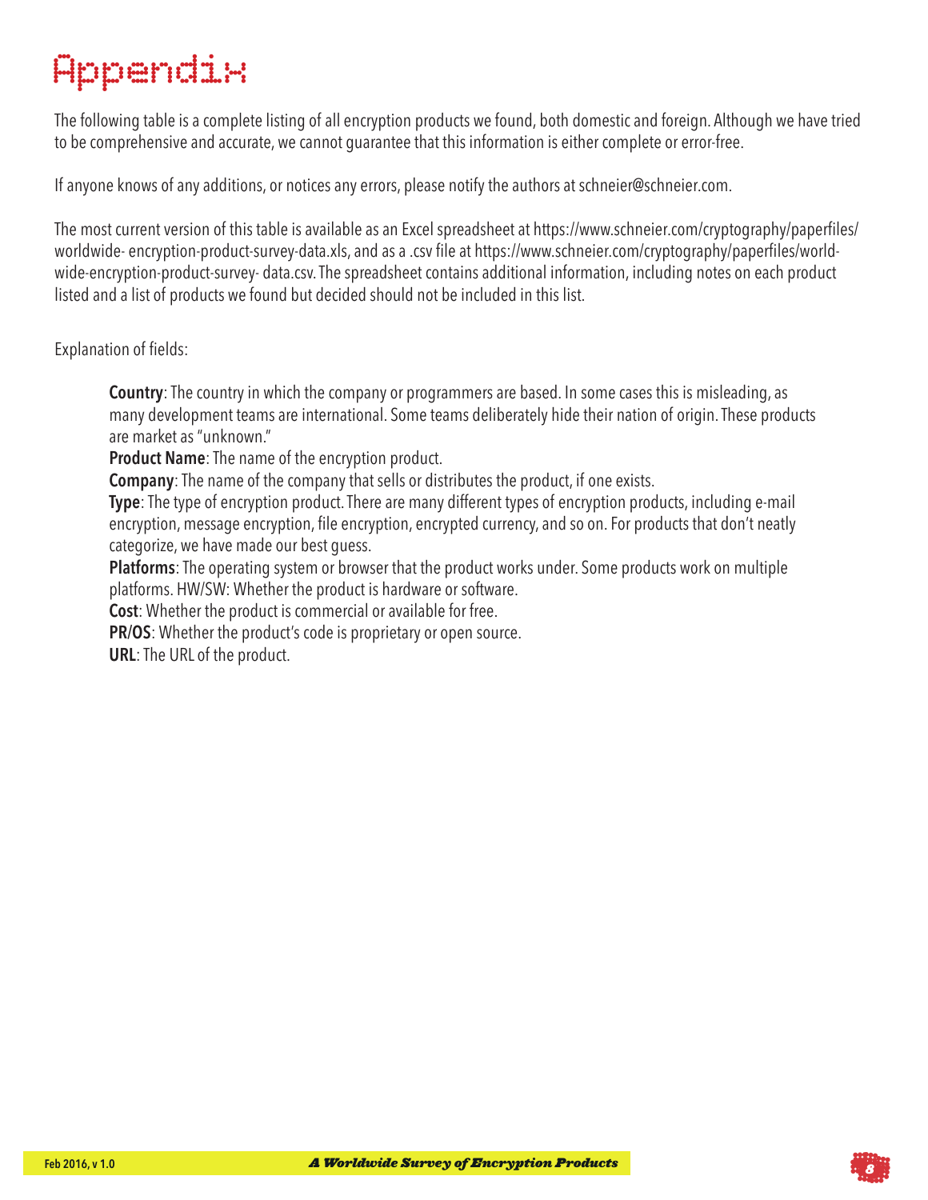# Appendix

The following table is a complete listing of all encryption products we found, both domestic and foreign. Although we have tried to be comprehensive and accurate, we cannot guarantee that this information is either complete or error-free.

If anyone knows of any additions, or notices any errors, please notify the authors at schneier@schneier.com.

The most current version of this table is available as an Excel spreadsheet at https://www.schneier.com/cryptography/paperfiles/worldwide- encryption-product-survey-data.xls, and as a .csv file at https://www.schneier.com/cryptography/paperfiles/world-wide-encryption-product-survey- data.csv. The spreadsheet contains additional information, including notes on each product listed and a list of products we found but decided should not be included in this list.

Explanation of fields:

> **Country**: The country in which the company or programmers are based. In some cases this is misleading, as many development teams are international. Some teams deliberately hide their nation of origin. These products are market as "unknown."
> **Product Name**: The name of the encryption product.
> **Company**: The name of the company that sells or distributes the product, if one exists.
> **Type**: The type of encryption product. There are many different types of encryption products, including e-mail encryption, message encryption, file encryption, encrypted currency, and so on. For products that don't neatly categorize, we have made our best guess.
> **Platforms**: The operating system or browser that the product works under. Some products work on multiple platforms. HW/SW: Whether the product is hardware or software.
> **Cost**: Whether the product is commercial or available for free.
> **PR/OS**: Whether the product's code is proprietary or open source.
> **URL**: The URL of the product.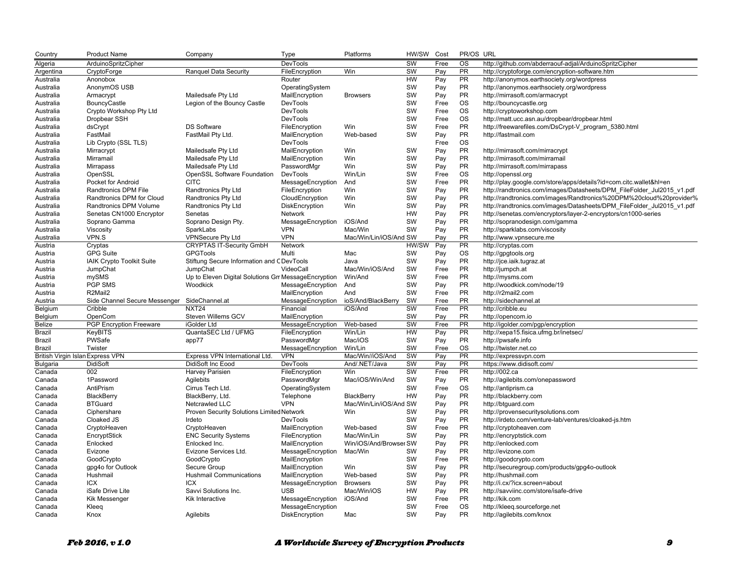| Country | Product Name | Company | Type | Platforms | HW/SW | Cost | PR/OS | URL |
|---|---|---|---|---|---|---|---|---|
| Algeria | ArduinoSpritzCipher | | DevTools | | SW | Free | OS | http://github.com/abderraouf-adjal/ArduinoSpritzCipher |
| Argentina | CryptoForge | Ranquel Data Security | FileEncryption | Win | SW | Pay | PR | http://cryptoforge.com/encryption-software.htm |
| Australia | Anonobox | | Router | | HW | Pay | PR | http://anonymos.earthsociety.org/wordpress |
| Australia | AnonymOS USB | | OperatingSystem | | SW | Pay | PR | http://anonymos.earthsociety.org/wordpress |
| Australia | Armacrypt | Mailedsafe Pty Ltd | MailEncryption | Browsers | SW | Pay | PR | http://mirrasoft.com/armacrypt |
| Australia | BouncyCastle | Legion of the Bouncy Castle | DevTools | | SW | Free | OS | http://bouncycastle.org |
| Australia | Crypto Workshop Pty Ltd | | DevTools | | SW | Free | OS | http://cryptoworkshop.com |
| Australia | Dropbear SSH | | DevTools | | SW | Free | OS | http://matt.ucc.asn.au/dropbear/dropbear.html |
| Australia | dsCrypt | DS Software | FileEncryption | Win | SW | Free | PR | http://freewarefiles.com/DsCrypt-V_program_5380.html |
| Australia | FastMail | FastMail Pty Ltd. | MailEncryption | Web-based | SW | Pay | PR | http://fastmail.com |
| Australia | Lib Crypto (SSL TLS) | | DevTools | | | Free | OS | |
| Australia | Mirracrypt | Mailedsafe Pty Ltd | MailEncryption | Win | SW | Pay | PR | http://mirrasoft.com/mirracrypt |
| Australia | Mirramail | Mailedsafe Pty Ltd | MailEncryption | Win | SW | Pay | PR | http://mirrasoft.com/mirramail |
| Australia | Mirrapass | Mailedsafe Pty Ltd | PasswordMgr | Win | SW | Pay | PR | http://mirrasoft.com/mirrapass |
| Australia | OpenSSL | OpenSSL Software Foundation | DevTools | Win/Lin | SW | Free | OS | http://openssl.org |
| Australia | Pocket for Android | CITC | MessageEncryption | And | SW | Free | PR | http://play.google.com/store/apps/details?id=com.citc.wallet&hl=en |
| Australia | Randtronics DPM File | Randtronics Pty Ltd | FileEncryption | Win | SW | Pay | PR | http://randtronics.com/images/Datasheets/DPM_FileFolder_Jul2015_v1.pdf |
| Australia | Randtronics DPM for Cloud | Randtronics Pty Ltd | CloudEncryption | Win | SW | Pay | PR | http://randtronics.com/images/Randtronics%20DPM%20cloud%20provider% |
| Australia | Randtronics DPM Volume | Randtronics Pty Ltd | DiskEncryption | Win | SW | Pay | PR | http://randtronics.com/images/Datasheets/DPM_FileFolder_Jul2015_v1.pdf |
| Australia | Senetas CN1000 Encryptor | Senetas | Network | | HW | Pay | PR | http://senetas.com/encryptors/layer-2-encryptors/cn1000-series |
| Australia | Soprano Gamma | Soprano Design Pty. | MessageEncryption | iOS/And | SW | Pay | PR | http://sopranodesign.com/gamma |
| Australia | Viscosity | SparkLabs | VPN | Mac/Win | SW | Pay | PR | http://sparklabs.com/viscosity |
| Australia | VPN.S | VPNSecure Pty Ltd | VPN | Mac/Win/Lin/iOS/And | SW | Pay | PR | http://www.vpnsecure.me |
| Austria | Cryptas | CRYPTAS IT-Security GmbH | Network | | HW/SW | Pay | PR | http://cryptas.com |
| Austria | GPG Suite | GPGTools | Multi | Mac | SW | Pay | OS | http://gpgtools.org |
| Austria | IAIK Crypto Toolkit Suite | Stiftung Secure Information and C | DevTools | Java | SW | Pay | PR | http://jce.iaik.tugraz.at |
| Austria | JumpChat | JumpChat | VideoCall | Mac/Win/iOS/And | SW | Free | PR | http://jumpch.at |
| Austria | mySMS | Up to Eleven Digital Solutions Gm | MessageEncryption | Win/And | SW | Free | PR | http://mysms.com |
| Austria | PGP SMS | Woodkick | MessageEncryption | And | SW | Pay | PR | http://woodkick.com/node/19 |
| Austria | R2Mail2 | | MailEncryption | And | SW | Free | PR | http://r2mail2.com |
| Austria | Side Channel Secure Messenger | SideChannel.at | MessageEncryption | ioS/And/BlackBerry | SW | Free | PR | http://sidechannel.at |
| Belgium | Cribble | NXT24 | Financial | iOS/And | SW | Free | PR | http://cribble.eu |
| Belgium | OpenCom | Steven Willems GCV | MailEncryption | | SW | Pay | PR | http://opencom.io |
| Belize | PGP Encryption Freeware | iGolder Ltd | MessageEncryption | Web-based | SW | Free | PR | http://igolder.com/pgp/encryption |
| Brazil | KeyBITS | QuantaSEC Ltd / UFMG | FileEncryption | Win/Lin | HW | Pay | PR | http://xepa15.fisica.ufmg.br/inetsec/ |
| Brazil | PWSafe | app77 | PasswordMgr | Mac/iOS | SW | Pay | PR | http://pwsafe.info |
| Brazil | Twister | | MessageEncryption | Win/Lin | SW | Free | OS | http://twister.net.co |
| British Virgin Islan | Express VPN | Express VPN International Ltd. | VPN | Mac/Win//iOS/And | SW | Pay | PR | http://expressvpn.com |
| Bulgaria | DidiSoft | DidiSoft Inc Eood | DevTools | And/.NET/Java | SW | Pay | PR | https://www.didisoft.com/ |
| Canada | 002 | Harvey Parisien | FileEncryption | Win | SW | Free | PR | http://002.ca |
| Canada | 1Password | Agilebits | PasswordMgr | Mac/iOS/Win/And | SW | Pay | PR | http://agilebits.com/onepassword |
| Canada | AntiPrism | Cirrus Tech Ltd. | OperatingSystem | | SW | Free | OS | http://antiprism.ca |
| Canada | BlackBerry | BlackBerry, Ltd. | Telephone | BlackBerry | HW | Pay | PR | http://blackberry.com |
| Canada | BTGuard | Netcrawled LLC | VPN | Mac/Win/Lin/iOS/And | SW | Pay | PR | http://btguard.com |
| Canada | Ciphershare | Proven Security Solutions Limited | Network | Win | SW | Pay | PR | http://provensecuritysolutions.com |
| Canada | Cloaked JS | Irdeto | DevTools | | SW | Pay | PR | http://irdeto.com/venture-lab/ventures/cloaked-js.htm |
| Canada | CryptoHeaven | CryptoHeaven | MailEncryption | Web-based | SW | Free | PR | http://cryptoheaven.com |
| Canada | EncryptStick | ENC Security Systems | FileEncryption | Mac/Win/Lin | SW | Pay | PR | http://encryptstick.com |
| Canada | Enlocked | Enlocked Inc. | MailEncryption | Win/iOS/And/Browser | SW | Pay | PR | http://enlocked.com |
| Canada | Evizone | Evizone Services Ltd. | MessageEncryption | Mac/Win | SW | Pay | PR | http://evizone.com |
| Canada | GoodCrypto | GoodCrypto | MailEncryption | | SW | Free | PR | http://goodcrypto.com |
| Canada | gpg4o for Outlook | Secure Group | MailEncryption | Win | SW | Pay | PR | http://securegroup.com/products/gpg4o-outlook |
| Canada | Hushmail | Hushmail Communications | MailEncryption | Web-based | SW | Pay | PR | http://hushmail.com |
| Canada | ICX | ICX | MessageEncryption | Browsers | SW | Pay | PR | http://i.cx/?icx.screen=about |
| Canada | iSafe Drive Lite | Savvi Solutions Inc. | USB | Mac/Win/iOS | HW | Pay | PR | http://savviinc.com/store/isafe-drive |
| Canada | Kik Messenger | Kik Interactive | MessageEncryption | iOS/And | SW | Free | PR | http://kik.com |
| Canada | Kleeq | | MessageEncryption | | SW | Free | OS | http://kleeq.sourceforge.net |
| Canada | Knox | Agilebits | DiskEncryption | Mac | SW | Pay | PR | http://agilebits.com/knox |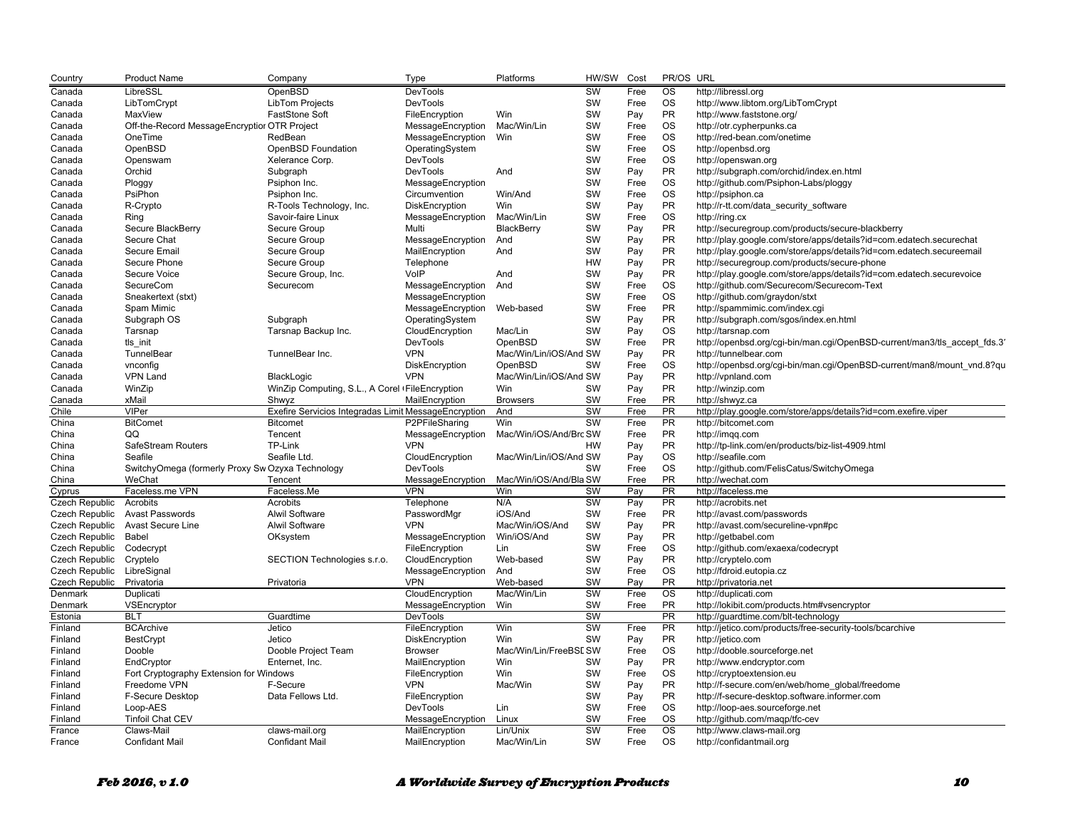| Country | Product Name | Company | Type | Platforms | HW/SW | Cost | PR/OS | URL |
|---|---|---|---|---|---|---|---|---|
| Canada | LibreSSL | OpenBSD | DevTools | | SW | Free | OS | http://libressl.org |
| Canada | LibTomCrypt | LibTom Projects | DevTools | | SW | Free | OS | http://www.libtom.org/LibTomCrypt |
| Canada | MaxView | FastStone Soft | FileEncryption | Win | SW | Pay | PR | http://www.faststone.org/ |
| Canada | Off-the-Record MessageEncryptior | OTR Project | MessageEncryption | Mac/Win/Lin | SW | Free | OS | http://otr.cypherpunks.ca |
| Canada | OneTime | RedBean | MessageEncryption | Win | SW | Free | OS | http://red-bean.com/onetime |
| Canada | OpenBSD | OpenBSD Foundation | OperatingSystem | | SW | Free | OS | http://openbsd.org |
| Canada | Openswam | Xelerance Corp. | DevTools | | SW | Free | OS | http://openswan.org |
| Canada | Orchid | Subgraph | DevTools | And | SW | Pay | PR | http://subgraph.com/orchid/index.en.html |
| Canada | Ploggy | Psiphon Inc. | MessageEncryption | | SW | Free | OS | http://github.com/Psiphon-Labs/ploggy |
| Canada | PsiPhon | Psiphon Inc. | Circumvention | Win/And | SW | Free | OS | http://psiphon.ca |
| Canada | R-Crypto | R-Tools Technology, Inc. | DiskEncryption | Win | SW | Pay | PR | http://r-tt.com/data_security_software |
| Canada | Ring | Savoir-faire Linux | MessageEncryption | Mac/Win/Lin | SW | Free | OS | http://ring.cx |
| Canada | Secure BlackBerry | Secure Group | Multi | BlackBerry | SW | Pay | PR | http://securegroup.com/products/secure-blackberry |
| Canada | Secure Chat | Secure Group | MessageEncryption | And | SW | Pay | PR | http://play.google.com/store/apps/details?id=com.edatech.securechat |
| Canada | Secure Email | Secure Group | MailEncryption | And | SW | Pay | PR | http://play.google.com/store/apps/details?id=com.edatech.secureemail |
| Canada | Secure Phone | Secure Group | Telephone | | HW | Pay | PR | http://securegroup.com/products/secure-phone |
| Canada | Secure Voice | Secure Group, Inc. | VoIP | And | SW | Pay | PR | http://play.google.com/store/apps/details?id=com.edatech.securevoice |
| Canada | SecureCom | Securecom | MessageEncryption | And | SW | Free | OS | http://github.com/Securecom/Securecom-Text |
| Canada | Sneakertext (stxt) | | MessageEncryption | | SW | Free | OS | http://github.com/graydon/stxt |
| Canada | Spam Mimic | | MessageEncryption | Web-based | SW | Free | PR | http://spammimic.com/index.cgi |
| Canada | Subgraph OS | Subgraph | OperatingSystem | | SW | Pay | PR | http://subgraph.com/sgos/index.en.html |
| Canada | Tarsnap | Tarsnap Backup Inc. | CloudEncryption | Mac/Lin | SW | Pay | OS | http://tarsnap.com |
| Canada | tls_init | | DevTools | OpenBSD | SW | Free | PR | http://openbsd.org/cgi-bin/man.cgi/OpenBSD-current/man3/tls_accept_fds.3 |
| Canada | TunnelBear | TunnelBear Inc. | VPN | Mac/Win/Lin/iOS/And | SW | Pay | PR | http://tunnelbear.com |
| Canada | vnconfig | | DiskEncryption | OpenBSD | SW | Free | OS | http://openbsd.org/cgi-bin/man.cgi/OpenBSD-current/man8/mount_vnd.8?qu |
| Canada | VPN Land | BlackLogic | VPN | Mac/Win/Lin/iOS/And | SW | Pay | PR | http://vpnland.com |
| Canada | WinZip | WinZip Computing, S.L., A Corel ( | FileEncryption | Win | SW | Pay | PR | http://winzip.com |
| Canada | xMail | Shwyz | MailEncryption | Browsers | SW | Free | PR | http://shwyz.ca |
| Chile | VIPer | Exefire Servicios Integradas Limit | MessageEncryption | And | SW | Free | PR | http://play.google.com/store/apps/details?id=com.exefire.viper |
| China | BitComet | Bitcomet | P2PFileSharing | Win | SW | Free | PR | http://bitcomet.com |
| China | QQ | Tencent | MessageEncryption | Mac/Win/iOS/And/Brc | SW | Free | PR | http://imqq.com |
| China | SafeStream Routers | TP-Link | VPN | | HW | Pay | PR | http://tp-link.com/en/products/biz-list-4909.html |
| China | Seafile | Seafile Ltd. | CloudEncryption | Mac/Win/Lin/iOS/And | SW | Pay | OS | http://seafile.com |
| China | SwitchyOmega (formerly Proxy Sw | Ozyxa Technology | DevTools | | SW | Free | OS | http://github.com/FelisCatus/SwitchyOmega |
| China | WeChat | Tencent | MessageEncryption | Mac/Win/iOS/And/Bla | SW | Free | PR | http://wechat.com |
| Cyprus | Faceless.me VPN | Faceless.Me | VPN | Win | SW | Pay | PR | http://faceless.me |
| Czech Republic | Acrobits | Acrobits | Telephone | N/A | SW | Pay | PR | http://acrobits.net |
| Czech Republic | Avast Passwords | Alwil Software | PasswordMgr | iOS/And | SW | Free | PR | http://avast.com/passwords |
| Czech Republic | Avast Secure Line | Alwil Software | VPN | Mac/Win/iOS/And | SW | Pay | PR | http://avast.com/secureline-vpn#pc |
| Czech Republic | Babel | OKsystem | MessageEncryption | Win/iOS/And | SW | Pay | PR | http://getbabel.com |
| Czech Republic | Codecrypt | | FileEncryption | Lin | SW | Free | OS | http://github.com/exaexa/codecrypt |
| Czech Republic | Cryptelo | SECTION Technologies s.r.o. | CloudEncryption | Web-based | SW | Pay | PR | http://cryptelo.com |
| Czech Republic | LibreSignal | | MessageEncryption | And | SW | Free | OS | http://fdroid.eutopia.cz |
| Czech Republic | Privatoria | Privatoria | VPN | Web-based | SW | Pay | PR | http://privatoria.net |
| Denmark | Duplicati | | CloudEncryption | Mac/Win/Lin | SW | Free | OS | http://duplicati.com |
| Denmark | VSEncryptor | | MessageEncryption | Win | SW | Free | PR | http://lokibit.com/products.htm#vsencryptor |
| Estonia | BLT | Guardtime | DevTools | | SW | | PR | http://guardtime.com/blt-technology |
| Finland | BCArchive | Jetico | FileEncryption | Win | SW | Free | PR | http://jetico.com/products/free-security-tools/bcarchive |
| Finland | BestCrypt | Jetico | DiskEncryption | Win | SW | Pay | PR | http://jetico.com |
| Finland | Dooble | Dooble Project Team | Browser | Mac/Win/Lin/FreeBSI | SW | Free | OS | http://dooble.sourceforge.net |
| Finland | EndCryptor | Enternet, Inc. | MailEncryption | Win | SW | Pay | PR | http://www.endcryptor.com |
| Finland | Fort Cryptography Extension for Windows | | FileEncryption | Win | SW | Free | OS | http://cryptoextension.eu |
| Finland | Freedome VPN | F-Secure | VPN | Mac/Win | SW | Pay | PR | http://f-secure.com/en/web/home_global/freedome |
| Finland | F-Secure Desktop | Data Fellows Ltd. | FileEncryption | | SW | Pay | PR | http://f-secure-desktop.software.informer.com |
| Finland | Loop-AES | | DevTools | Lin | SW | Free | OS | http://loop-aes.sourceforge.net |
| Finland | Tinfoil Chat CEV | | MessageEncryption | Linux | SW | Free | OS | http://github.com/maqp/tfc-cev |
| France | Claws-Mail | claws-mail.org | MailEncryption | Lin/Unix | SW | Free | OS | http://www.claws-mail.org |
| France | Confidant Mail | Confidant Mail | MailEncryption | Mac/Win/Lin | SW | Free | OS | http://confidantmail.org |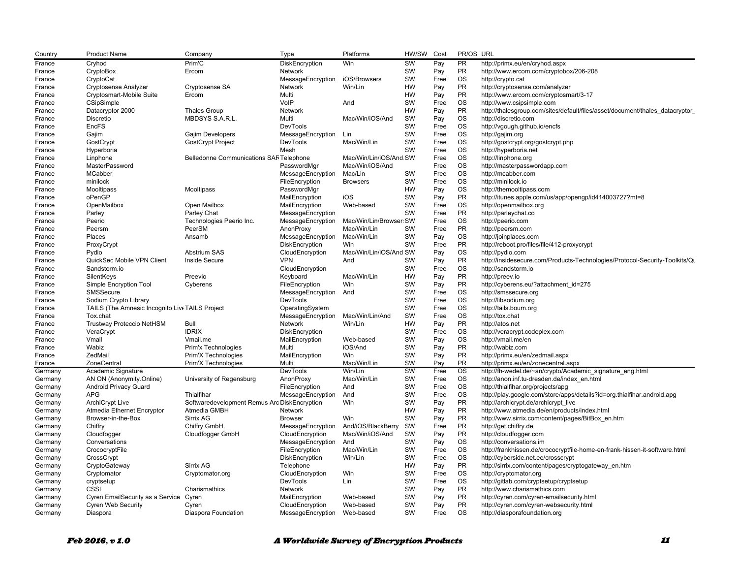| Country | Product Name | Company | Type | Platforms | HW/SW | Cost | PR/OS | URL |
|---|---|---|---|---|---|---|---|---|
| France | Cryhod | Prim'C | DiskEncryption | Win | SW | Pay | PR | http://primx.eu/en/cryhod.aspx |
| France | CryptoBox | Ercom | Network | | SW | Pay | PR | http://www.ercom.com/cryptobox/206-208 |
| France | CryptoCat | | MessageEncryption | iOS/Browsers | SW | Free | OS | http://crypto.cat |
| France | Cryptosense Analyzer | Cryptosense SA | Network | Win/Lin | HW | Pay | PR | http://cryptosense.com/analyzer |
| France | Cryptosmart-Mobile Suite | Ercom | Multi | | HW | Pay | PR | http://www.ercom.com/cryptosmart/3-17 |
| France | CSipSimple | | VoIP | And | SW | Free | OS | http://www.csipsimple.com |
| France | Datacryptor 2000 | Thales Group | Network | | HW | Pay | PR | http://thalesgroup.com/sites/default/files/asset/document/thales_datacryptor_ |
| France | Discretio | MBDSYS S.A.R.L. | Multi | Mac/Win/iOS/And | SW | Pay | OS | http://discretio.com |
| France | EncFS | | DevTools | | SW | Free | OS | http://vgough.github.io/encfs |
| France | Gajim | Gajim Developers | MessageEncryption | Lin | SW | Free | OS | http://gajim.org |
| France | GostCrypt | GostCrypt Project | DevTools | Mac/Win/Lin | SW | Free | OS | http://gostcrypt.org/gostcrypt.php |
| France | Hyperboria | | Mesh | | SW | Free | OS | http://hyperboria.net |
| France | Linphone | Belledonne Communications SAR | Telephone | Mac/Win/Lin/iOS/And | SW | Free | OS | http://linphone.org |
| France | MasterPassword | | PasswordMgr | Mac/Win/iOS/And | | Free | OS | http://masterpasswordapp.com |
| France | MCabber | | MessageEncryption | Mac/Lin | SW | Free | OS | http://mcabber.com |
| France | minilock | | FileEncryption | Browsers | SW | Free | OS | http://minilock.io |
| France | Mooltipass | Mooltipass | PasswordMgr | | HW | Pay | OS | http://themooltipass.com |
| France | oPenGP | | MailEncryption | iOS | SW | Pay | PR | http://itunes.apple.com/us/app/opengp/id414003727?mt=8 |
| France | OpenMailbox | Open Mailbox | MailEncryption | Web-based | SW | Free | OS | http://openmailbox.org |
| France | Parley | Parley Chat | MessageEncryption | | SW | Free | PR | http://parleychat.co |
| France | Peerio | Technologies Peerio Inc. | MessageEncryption | Mac/Win/Lin/Browsers | SW | Free | OS | http://peerio.com |
| France | Peersm | PeerSM | AnonProxy | Mac/Win/Lin | SW | Free | PR | http://peersm.com |
| France | Places | Ansamb | MessageEncryption | Mac/Win/Lin | SW | Pay | OS | http://joinplaces.com |
| France | ProxyCrypt | | DiskEncryption | Win | SW | Free | PR | http://reboot.pro/files/file/412-proxycrypt |
| France | Pydio | Abstrium SAS | CloudEncryption | Mac/Win/Lin/iOS/And | SW | Pay | OS | http://pydio.com |
| France | QuickSec Mobile VPN Client | Inside Secure | VPN | And | SW | Pay | PR | http://insidesecure.com/Products-Technologies/Protocol-Security-Toolkits/Qu |
| France | Sandstorm.io | | CloudEncryption | | SW | Free | OS | http://sandstorm.io |
| France | SilentKeys | Preevio | Keyboard | Mac/Win/Lin | HW | Pay | PR | http://preev.io |
| France | Simple Encryption Tool | Cyberens | FileEncryption | Win | SW | Pay | PR | http://cyberens.eu/?attachment_id=275 |
| France | SMSSecure | | MessageEncryption | And | SW | Free | OS | http://smssecure.org |
| France | Sodium Crypto Library | | DevTools | | SW | Free | OS | http://libsodium.org |
| France | TAILS (The Amnesic Incognito Live | TAILS Project | OperatingSystem | | SW | Free | OS | http://tails.boum.org |
| France | Tox.chat | | MessageEncryption | Mac/Win/Lin/And | SW | Free | OS | http://tox.chat |
| France | Trustway Proteccio NetHSM | Bull | Network | Win/Lin | HW | Pay | PR | http://atos.net |
| France | VeraCrypt | IDRIX | DiskEncryption | | SW | Free | OS | http://veracrypt.codeplex.com |
| France | Vmail | Vmail.me | MailEncryption | Web-based | SW | Pay | OS | http://vmail.me/en |
| France | Wabiz | Prim'x Technologies | Multi | iOS/And | SW | Pay | PR | http://wabiz.com |
| France | ZedMail | Prim'X Technologies | MailEncryption | Win | SW | Pay | PR | http://primx.eu/en/zedmail.aspx |
| France | ZoneCentral | Prim'X Technologies | Multi | Mac/Win/Lin | SW | Pay | PR | http://primx.eu/en/zonecentral.aspx |
| Germany | Academic Signature | | DevTools | Win/Lin | SW | Free | OS | http://fh-wedel.de/~an/crypto/Academic_signature_eng.html |
| Germany | AN ON (Anonymity.Online) | University of Regensburg | AnonProxy | Mac/Win/Lin | SW | Free | OS | http://anon.inf.tu-dresden.de/index_en.html |
| Germany | Android Privacy Guard | | FileEncryption | And | SW | Free | OS | http://thialfihar.org/projects/apg |
| Germany | APG | Thialfihar | MessageEncryption | And | SW | Free | OS | http://play.google.com/store/apps/details?id=org.thialfihar.android.apg |
| Germany | ArchiCrypt Live | Softwaredevelopment Remus Arc | DiskEncryption | Win | SW | Pay | PR | http://archicrypt.de/archicrypt_live |
| Germany | Atmedia Ethernet Encryptor | Atmedia GMBH | Network | | HW | Pay | PR | http://www.atmedia.de/en/products/index.html |
| Germany | Browser-in-the-Box | Sirrix AG | Browser | Win | SW | Pay | PR | http://www.sirrix.com/content/pages/BitBox_en.htm |
| Germany | Chiffry | Chiffry GmbH. | MessageEncryption | And/iOS/BlackBerry | SW | Free | PR | http://get.chiffry.de |
| Germany | Cloudfogger | Cloudfogger GmbH | CloudEncryption | Mac/Win/iOS/And | SW | Pay | PR | http://cloudfogger.com |
| Germany | Conversations | | MessageEncryption | And | SW | Pay | OS | http://conversations.im |
| Germany | CrococryptFile | | FileEncryption | Mac/Win/Lin | SW | Free | OS | http://frankhissen.de/crococryptfile-home-en-frank-hissen-it-software.html |
| Germany | CrossCrypt | | DiskEncryption | Win/Lin | SW | Free | OS | http://cyberside.net.ee/crosscrypt |
| Germany | CryptoGateway | Sirrix AG | Telephone | | HW | Pay | PR | http://sirrix.com/content/pages/cryptogateway_en.htm |
| Germany | Cryptomator | Cryptomator.org | CloudEncryption | Win | SW | Free | OS | http://cryptomator.org |
| Germany | cryptsetup | | DevTools | Lin | SW | Free | OS | http://gitlab.com/cryptsetup/cryptsetup |
| Germany | CSSI | Charismathics | Network | | SW | Pay | PR | http://www.charismathics.com |
| Germany | Cyren EmailSecurity as a Service | Cyren | MailEncryption | Web-based | SW | Pay | PR | http://cyren.com/cyren-emailsecurity.html |
| Germany | Cyren Web Security | Cyren | CloudEncryption | Web-based | SW | Pay | PR | http://cyren.com/cyren-websecurity.html |
| Germany | Diaspora | Diaspora Foundation | MessageEncryption | Web-based | SW | Free | OS | http://diasporafoundation.org |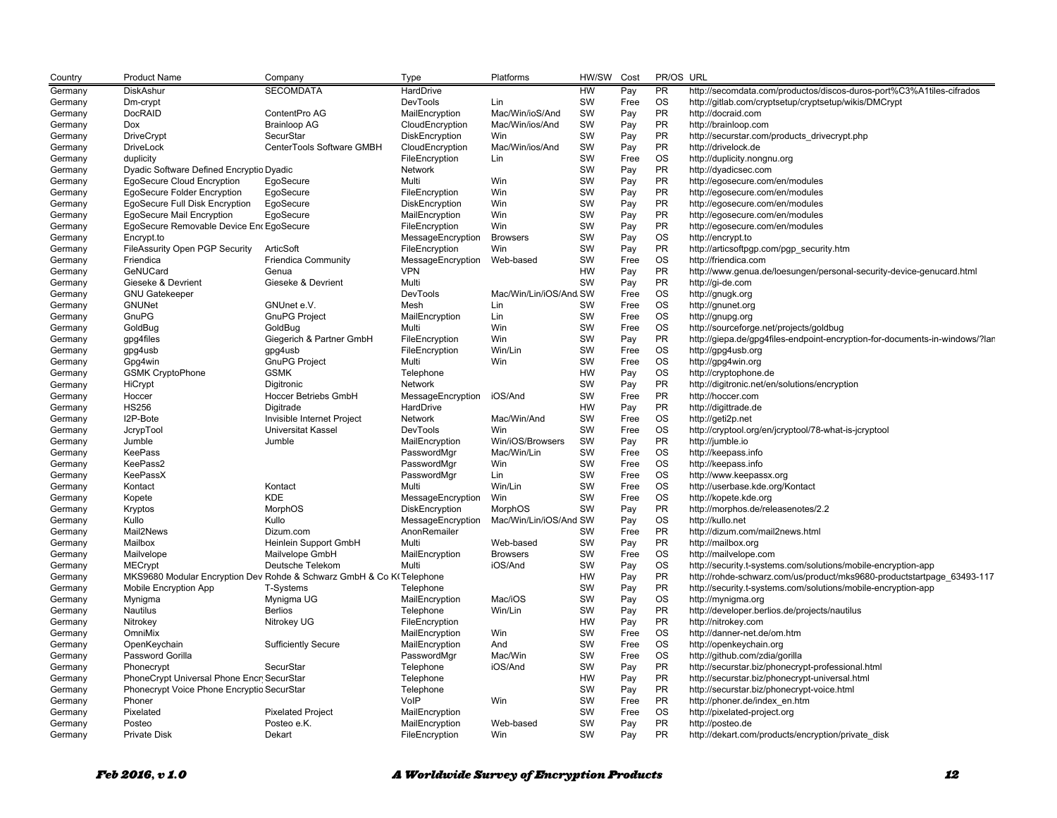| Country | Product Name | Company | Type | Platforms | HW/SW | Cost | PR/OS | URL |
|---|---|---|---|---|---|---|---|---|
| Germany | DiskAshur | SECOMDATA | HardDrive | | HW | Pay | PR | http://secomdata.com/productos/discos-duros-port%C3%A1tiles-cifrados |
| Germany | Dm-crypt | | DevTools | Lin | SW | Free | OS | http://gitlab.com/cryptsetup/cryptsetup/wikis/DMCrypt |
| Germany | DocRAID | ContentPro AG | MailEncryption | Mac/Win/ioS/And | SW | Pay | PR | http://docraid.com |
| Germany | Dox | Brainloop AG | CloudEncryption | Mac/Win/ios/And | SW | Pay | PR | http://brainloop.com |
| Germany | DriveCrypt | SecurStar | DiskEncryption | Win | SW | Pay | PR | http://securstar.com/products_drivecrypt.php |
| Germany | DriveLock | CenterTools Software GMBH | CloudEncryption | Mac/Win/ios/And | SW | Pay | PR | http://drivelock.de |
| Germany | duplicity | | FileEncryption | Lin | SW | Free | OS | http://duplicity.nongnu.org |
| Germany | Dyadic Software Defined Encryptio | Dyadic | Network | | SW | Pay | PR | http://dyadicsec.com |
| Germany | EgoSecure Cloud Encryption | EgoSecure | Multi | Win | SW | Pay | PR | http://egosecure.com/en/modules |
| Germany | EgoSecure Folder Encryption | EgoSecure | FileEncryption | Win | SW | Pay | PR | http://egosecure.com/en/modules |
| Germany | EgoSecure Full Disk Encryption | EgoSecure | DiskEncryption | Win | SW | Pay | PR | http://egosecure.com/en/modules |
| Germany | EgoSecure Mail Encryption | EgoSecure | MailEncryption | Win | SW | Pay | PR | http://egosecure.com/en/modules |
| Germany | EgoSecure Removable Device Enc | EgoSecure | FileEncryption | Win | SW | Pay | PR | http://egosecure.com/en/modules |
| Germany | Encrypt.to | | MessageEncryption | Browsers | SW | Pay | OS | http://encrypt.to |
| Germany | FileAssurity Open PGP Security | ArticSoft | FileEncryption | Win | SW | Pay | PR | http://articsoftpgp.com/pgp_security.htm |
| Germany | Friendica | Friendica Community | MessageEncryption | Web-based | SW | Free | OS | http://friendica.com |
| Germany | GeNUCard | Genua | VPN | | HW | Pay | PR | http://www.genua.de/loesungen/personal-security-device-genucard.html |
| Germany | Gieseke & Devrient | Gieseke & Devrient | Multi | | SW | Pay | PR | http://gi-de.com |
| Germany | GNU Gatekeeper | | DevTools | Mac/Win/Lin/iOS/And | SW | Free | OS | http://gnugk.org |
| Germany | GNUNet | GNUnet e.V. | Mesh | Lin | SW | Free | OS | http://gnunet.org |
| Germany | GnuPG | GnuPG Project | MailEncryption | Lin | SW | Free | OS | http://gnupg.org |
| Germany | GoldBug | GoldBug | Multi | Win | SW | Free | OS | http://sourceforge.net/projects/goldbug |
| Germany | gpg4files | Giegerich & Partner GmbH | FileEncryption | Win | SW | Pay | PR | http://giepa.de/gpg4files-endpoint-encryption-for-documents-in-windows/?lan |
| Germany | gpg4usb | gpg4usb | FileEncryption | Win/Lin | SW | Free | OS | http://gpg4usb.org |
| Germany | Gpg4win | GnuPG Project | Multi | Win | SW | Free | OS | http://gpg4win.org |
| Germany | GSMK CryptoPhone | GSMK | Telephone | | HW | Pay | OS | http://cryptophone.de |
| Germany | HiCrypt | Digitronic | Network | | SW | Pay | PR | http://digitronic.net/en/solutions/encryption |
| Germany | Hoccer | Hoccer Betriebs GmbH | MessageEncryption | iOS/And | SW | Free | PR | http://hoccer.com |
| Germany | HS256 | Digitrade | HardDrive | | HW | Pay | PR | http://digittrade.de |
| Germany | I2P-Bote | Invisible Internet Project | Network | Mac/Win/And | SW | Free | OS | http://geti2p.net |
| Germany | JcrypTool | Universitat Kassel | DevTools | Win | SW | Free | OS | http://cryptool.org/en/jcryptool/78-what-is-jcryptool |
| Germany | Jumble | Jumble | MailEncryption | Win/iOS/Browsers | SW | Pay | PR | http://jumble.io |
| Germany | KeePass | | PasswordMgr | Mac/Win/Lin | SW | Free | OS | http://keepass.info |
| Germany | KeePass2 | | PasswordMgr | Win | SW | Free | OS | http://keepass.info |
| Germany | KeePassX | | PasswordMgr | Lin | SW | Free | OS | http://www.keepassx.org |
| Germany | Kontact | Kontact | Multi | Win/Lin | SW | Free | OS | http://userbase.kde.org/Kontact |
| Germany | Kopete | KDE | MessageEncryption | Win | SW | Free | OS | http://kopete.kde.org |
| Germany | Kryptos | MorphOS | DiskEncryption | MorphOS | SW | Pay | PR | http://morphos.de/releasenotes/2.2 |
| Germany | Kullo | Kullo | MessageEncryption | Mac/Win/Lin/iOS/And | SW | Pay | OS | http://kullo.net |
| Germany | Mail2News | Dizum.com | AnonRemailer | | SW | Free | PR | http://dizum.com/mail2news.html |
| Germany | Mailbox | Heinlein Support GmbH | Multi | Web-based | SW | Pay | PR | http://mailbox.org |
| Germany | Mailvelope | Mailvelope GmbH | MailEncryption | Browsers | SW | Free | OS | http://mailvelope.com |
| Germany | MECrypt | Deutsche Telekom | Multi | iOS/And | SW | Pay | OS | http://security.t-systems.com/solutions/mobile-encryption-app |
| Germany | MKS9680 Modular Encryption Dev | Rohde & Schwarz GmbH & Co K | Telephone | | HW | Pay | PR | http://rohde-schwarz.com/us/product/mks9680-productstartpage_63493-117 |
| Germany | Mobile Encryption App | T-Systems | Telephone | | SW | Pay | PR | http://security.t-systems.com/solutions/mobile-encryption-app |
| Germany | Mynigma | Mynigma UG | MailEncryption | Mac/iOS | SW | Pay | OS | http://mynigma.org |
| Germany | Nautilus | Berlios | Telephone | Win/Lin | SW | Pay | PR | http://developer.berlios.de/projects/nautilus |
| Germany | Nitrokey | Nitrokey UG | FileEncryption | | HW | Pay | PR | http://nitrokey.com |
| Germany | OmniMix | | MailEncryption | Win | SW | Free | OS | http://danner-net.de/om.htm |
| Germany | OpenKeychain | Sufficiently Secure | MailEncryption | And | SW | Free | OS | http://openkeychain.org |
| Germany | Password Gorilla | | PasswordMgr | Mac/Win | SW | Free | OS | http://github.com/zdia/gorilla |
| Germany | Phonecrypt | SecurStar | Telephone | iOS/And | SW | Pay | PR | http://securstar.biz/phonecrypt-professional.html |
| Germany | PhoneCrypt Universal Phone Encr | SecurStar | Telephone | | HW | Pay | PR | http://securstar.biz/phonecrypt-universal.html |
| Germany | Phonecrypt Voice Phone Encryptio | SecurStar | Telephone | | SW | Pay | PR | http://securstar.biz/phonecrypt-voice.html |
| Germany | Phoner | | VoIP | Win | SW | Free | PR | http://phoner.de/index_en.htm |
| Germany | Pixelated | Pixelated Project | MailEncryption | | SW | Free | OS | http://pixelated-project.org |
| Germany | Posteo | Posteo e.K. | MailEncryption | Web-based | SW | Pay | PR | http://posteo.de |
| Germany | Private Disk | Dekart | FileEncryption | Win | SW | Pay | PR | http://dekart.com/products/encryption/private_disk |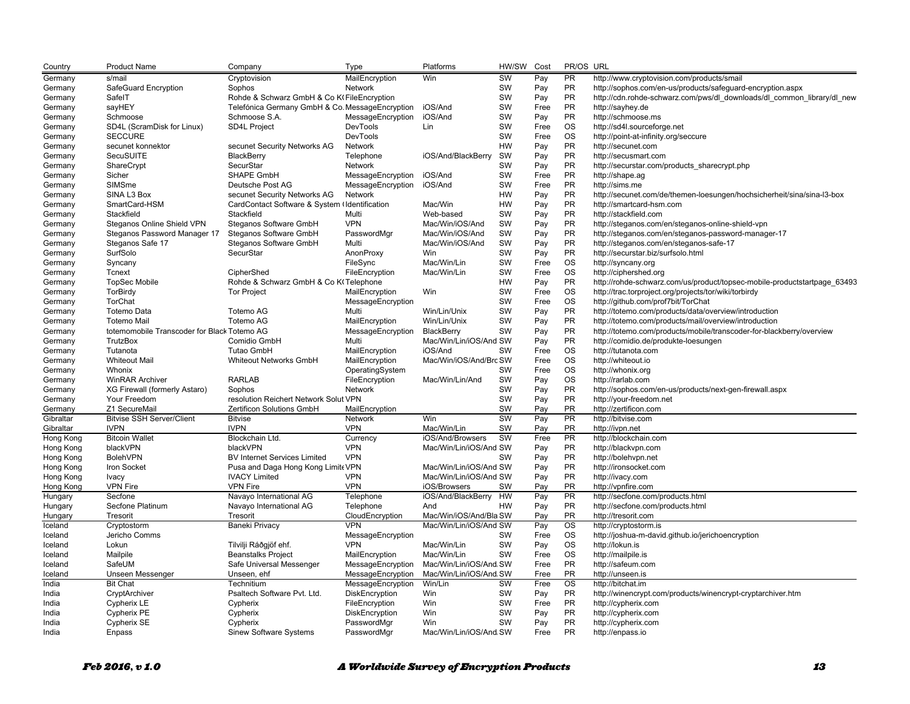| Country | Product Name | Company | Type | Platforms | HW/SW | Cost | PR/OS | URL |
|---|---|---|---|---|---|---|---|---|
| Germany | s/mail | Cryptovision | MailEncryption | Win | SW | Pay | PR | http://www.cryptovision.com/products/smail |
| Germany | SafeGuard Encryption | Sophos | Network | | SW | Pay | PR | http://sophos.com/en-us/products/safeguard-encryption.aspx |
| Germany | SafeIT | Rohde & Schwarz GmbH & Co K( | FileEncryption | | SW | Pay | PR | http://cdn.rohde-schwarz.com/pws/dl_downloads/dl_common_library/dl_new |
| Germany | sayHEY | Telefónica Germany GmbH & Co. | MessageEncryption | iOS/And | SW | Free | PR | http://sayhey.de |
| Germany | Schmoose | Schmoose S.A. | MessageEncryption | iOS/And | SW | Pay | PR | http://schmoose.ms |
| Germany | SD4L (ScramDisk for Linux) | SD4L Project | DevTools | Lin | SW | Free | OS | http://sd4l.sourceforge.net |
| Germany | SECCURE | | DevTools | | SW | Free | OS | http://point-at-infinity.org/seccure |
| Germany | secunet konnektor | secunet Security Networks AG | Network | | HW | Pay | PR | http://secunet.com |
| Germany | SecuSUITE | BlackBerry | Telephone | iOS/And/BlackBerry | SW | Pay | PR | http://secusmart.com |
| Germany | ShareCrypt | SecurStar | Network | | SW | Pay | PR | http://securstar.com/products_sharecrypt.php |
| Germany | Sicher | SHAPE GmbH | MessageEncryption | iOS/And | SW | Free | PR | http://shape.ag |
| Germany | SIMSme | Deutsche Post AG | MessageEncryption | iOS/And | SW | Free | PR | http://sims.me |
| Germany | SINA L3 Box | secunet Security Networks AG | Network | | HW | Pay | PR | http://secunet.com/de/themen-loesungen/hochsicherheit/sina/sina-l3-box |
| Germany | SmartCard-HSM | CardContact Software & System ( | Identification | Mac/Win | HW | Pay | PR | http://smartcard-hsm.com |
| Germany | Stackfield | Stackfield | Multi | Web-based | SW | Pay | PR | http://stackfield.com |
| Germany | Steganos Online Shield VPN | Steganos Software GmbH | VPN | Mac/Win/iOS/And | SW | Pay | PR | http://steganos.com/en/steganos-online-shield-vpn |
| Germany | Steganos Password Manager 17 | Steganos Software GmbH | PasswordMgr | Mac/Win/iOS/And | SW | Pay | PR | http://steganos.com/en/steganos-password-manager-17 |
| Germany | Steganos Safe 17 | Steganos Software GmbH | Multi | Mac/Win/iOS/And | SW | Pay | PR | http://steganos.com/en/steganos-safe-17 |
| Germany | SurfSolo | SecurStar | AnonProxy | Win | SW | Pay | PR | http://securstar.biz/surfsolo.html |
| Germany | Syncany | | FileSync | Mac/Win/Lin | SW | Free | OS | http://syncany.org |
| Germany | Tcnext | CipherShed | FileEncryption | Mac/Win/Lin | SW | Free | OS | http://ciphershed.org |
| Germany | TopSec Mobile | Rohde & Schwarz GmbH & Co K( | Telephone | | HW | Pay | PR | http://rohde-schwarz.com/us/product/topsec-mobile-productstartpage_63493 |
| Germany | TorBirdy | Tor Project | MailEncryption | Win | SW | Free | OS | http://trac.torproject.org/projects/tor/wiki/torbirdy |
| Germany | TorChat | | MessageEncryption | | SW | Free | OS | http://github.com/prof7bit/TorChat |
| Germany | Totemo Data | Totemo AG | Multi | Win/Lin/Unix | SW | Pay | PR | http://totemo.com/products/data/overview/introduction |
| Germany | Totemo Mail | Totemo AG | MailEncryption | Win/Lin/Unix | SW | Pay | PR | http://totemo.com/products/mail/overview/introduction |
| Germany | totemomobile Transcoder for Black | Totemo AG | MessageEncryption | BlackBerry | SW | Pay | PR | http://totemo.com/products/mobile/transcoder-for-blackberry/overview |
| Germany | TrutzBox | Comidio GmbH | Multi | Mac/Win/Lin/iOS/And | SW | Pay | PR | http://comidio.de/produkte-loesungen |
| Germany | Tutanota | Tutao GmbH | MailEncryption | iOS/And | SW | Free | OS | http://tutanota.com |
| Germany | Whiteout Mail | Whiteout Networks GmbH | MailEncryption | Mac/Win/iOS/And/Brc | SW | Free | OS | http://whiteout.io |
| Germany | Whonix | | OperatingSystem | | SW | Free | OS | http://whonix.org |
| Germany | WinRAR Archiver | RARLAB | FileEncryption | Mac/Win/Lin/And | SW | Pay | OS | http://rarlab.com |
| Germany | XG Firewall (formerly Astaro) | Sophos | Network | | SW | Pay | PR | http://sophos.com/en-us/products/next-gen-firewall.aspx |
| Germany | Your Freedom | resolution Reichert Network Solut | VPN | | SW | Pay | PR | http://your-freedom.net |
| Germany | Z1 SecureMail | Zertificon Solutions GmbH | MailEncryption | | SW | Pay | PR | http://zertificon.com |
| Gibraltar | Bitvise SSH Server/Client | Bitvise | Network | Win | SW | Pay | PR | http://bitvise.com |
| Gibraltar | IVPN | IVPN | VPN | Mac/Win/Lin | SW | Pay | PR | http://ivpn.net |
| Hong Kong | Bitcoin Wallet | Blockchain Ltd. | Currency | iOS/And/Browsers | SW | Free | PR | http://blockchain.com |
| Hong Kong | blackVPN | blackVPN | VPN | Mac/Win/Lin/iOS/And | SW | Pay | PR | http://blackvpn.com |
| Hong Kong | BolehVPN | BV Internet Services Limited | VPN | | SW | Pay | PR | http://bolehvpn.net |
| Hong Kong | Iron Socket | Pusa and Daga Hong Kong Limite | VPN | Mac/Win/Lin/iOS/And | SW | Pay | PR | http://ironsocket.com |
| Hong Kong | Ivacy | IVACY Limited | VPN | Mac/Win/Lin/iOS/And | SW | Pay | PR | http://ivacy.com |
| Hong Kong | VPN Fire | VPN Fire | VPN | iOS/Browsers | SW | Pay | PR | http://vpnfire.com |
| Hungary | Secfone | Navayo International AG | Telephone | iOS/And/BlackBerry | HW | Pay | PR | http://secfone.com/products.html |
| Hungary | Secfone Platinum | Navayo International AG | Telephone | And | HW | Pay | PR | http://secfone.com/products.html |
| Hungary | Tresorit | Tresorit | CloudEncryption | Mac/Win/iOS/And/Bla | SW | Pay | PR | http://tresorit.com |
| Iceland | Cryptostorm | Baneki Privacy | VPN | Mac/Win/Lin/iOS/And | SW | Pay | OS | http://cryptostorm.is |
| Iceland | Jericho Comms | | MessageEncryption | | SW | Free | OS | http://joshua-m-david.github.io/jerichoencryption |
| Iceland | Lokun | Tilvilji Ráðgjöf ehf. | VPN | Mac/Win/Lin | SW | Pay | OS | http://lokun.is |
| Iceland | Mailpile | Beanstalks Project | MailEncryption | Mac/Win/Lin | SW | Free | OS | http://mailpile.is |
| Iceland | SafeUM | Safe Universal Messenger | MessageEncryption | Mac/Win/Lin/iOS/And | SW | Free | PR | http://safeum.com |
| Iceland | Unseen Messenger | Unseen, ehf | MessageEncryption | Mac/Win/Lin/iOS/And | SW | Free | PR | http://unseen.is |
| India | Bit Chat | Technitium | MessageEncryption | Win/Lin | SW | Free | OS | http://bitchat.im |
| India | CryptArchiver | Psaltech Software Pvt. Ltd. | DiskEncryption | Win | SW | Pay | PR | http://winencrypt.com/products/winencrypt-cryptarchiver.htm |
| India | Cypherix LE | Cypherix | FileEncryption | Win | SW | Free | PR | http://cypherix.com |
| India | Cypherix PE | Cypherix | DiskEncryption | Win | SW | Pay | PR | http://cypherix.com |
| India | Cypherix SE | Cypherix | PasswordMgr | Win | SW | Pay | PR | http://cypherix.com |
| India | Enpass | Sinew Software Systems | PasswordMgr | Mac/Win/Lin/iOS/And | SW | Free | PR | http://enpass.io |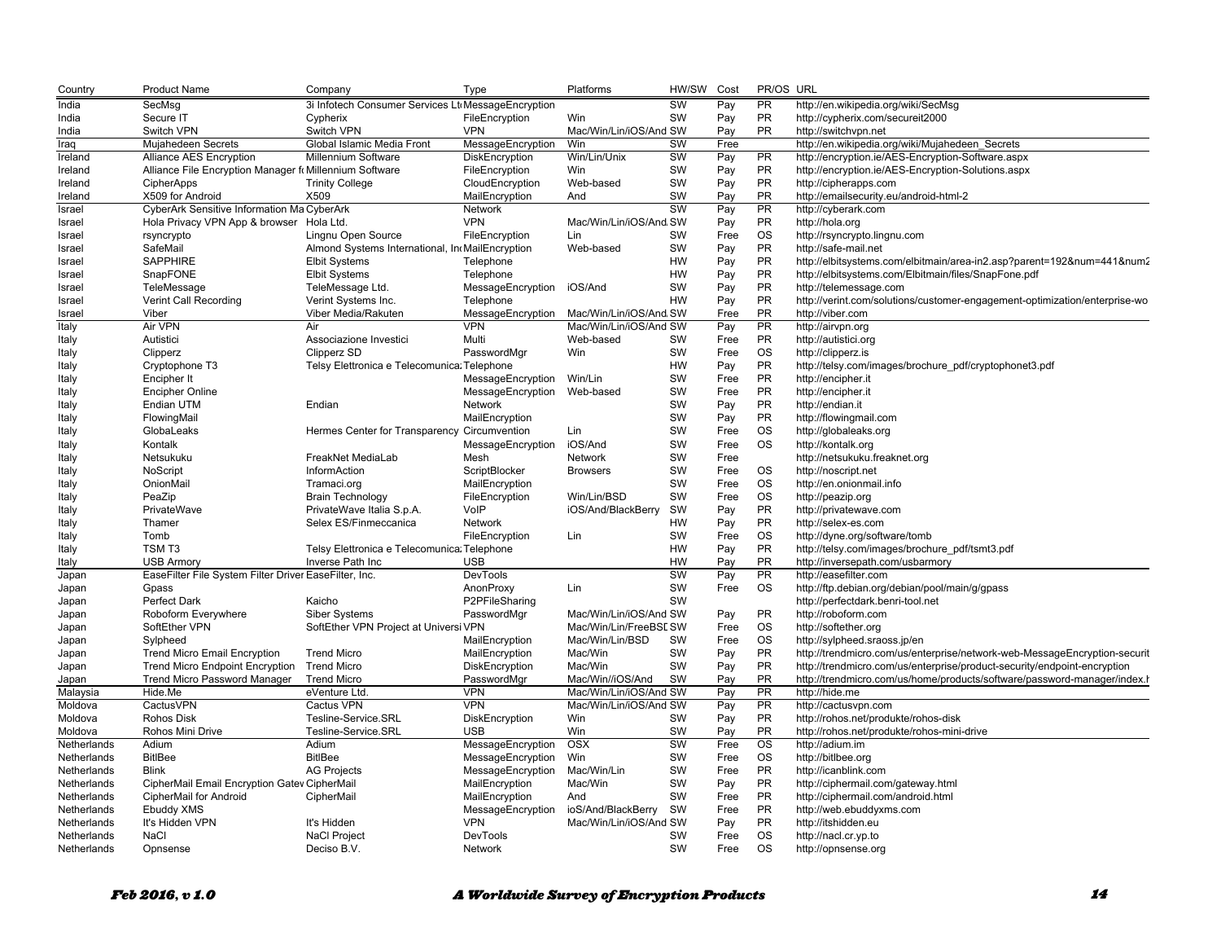| Country | Product Name | Company | Type | Platforms | HW/SW | Cost | PR/OS | URL |
|---|---|---|---|---|---|---|---|---|
| India | SecMsg | 3i Infotech Consumer Services Ltd | MessageEncryption | | SW | Pay | PR | http://en.wikipedia.org/wiki/SecMsg |
| India | Secure IT | Cypherix | FileEncryption | Win | SW | Pay | PR | http://cypherix.com/secureit2000 |
| India | Switch VPN | Switch VPN | VPN | Mac/Win/Lin/iOS/And | SW | Pay | PR | http://switchvpn.net |
| Iraq | Mujahedeen Secrets | Global Islamic Media Front | MessageEncryption | Win | SW | Free | | http://en.wikipedia.org/wiki/Mujahedeen_Secrets |
| Ireland | Alliance AES Encryption | Millennium Software | DiskEncryption | Win/Lin/Unix | SW | Pay | PR | http://encryption.ie/AES-Encryption-Software.aspx |
| Ireland | Alliance File Encryption Manager f | Millennium Software | FileEncryption | Win | SW | Pay | PR | http://encryption.ie/AES-Encryption-Solutions.aspx |
| Ireland | CipherApps | Trinity College | CloudEncryption | Web-based | SW | Pay | PR | http://cipherapps.com |
| Ireland | X509 for Android | X509 | MailEncryption | And | SW | Pay | PR | http://emailsecurity.eu/android-html-2 |
| Israel | CyberArk Sensitive Information Ma | CyberArk | Network | | SW | Pay | PR | http://cyberark.com |
| Israel | Hola Privacy VPN App & browser | Hola Ltd. | VPN | Mac/Win/Lin/iOS/And | SW | Pay | PR | http://hola.org |
| Israel | rsyncrypto | Lingnu Open Source | FileEncryption | Lin | SW | Free | OS | http://rsyncrypto.lingnu.com |
| Israel | SafeMail | Almond Systems International, Inc | MailEncryption | Web-based | SW | Pay | PR | http://safe-mail.net |
| Israel | SAPPHIRE | Elbit Systems | Telephone | | HW | Pay | PR | http://elbitsystems.com/elbitmain/area-in2.asp?parent=192&num=441&num2 |
| Israel | SnapFONE | Elbit Systems | Telephone | | HW | Pay | PR | http://elbitsystems.com/Elbitmain/files/SnapFone.pdf |
| Israel | TeleMessage | TeleMessage Ltd. | MessageEncryption | iOS/And | SW | Pay | PR | http://telemessage.com |
| Israel | Verint Call Recording | Verint Systems Inc. | Telephone | | HW | Pay | PR | http://verint.com/solutions/customer-engagement-optimization/enterprise-wo |
| Israel | Viber | Viber Media/Rakuten | MessageEncryption | Mac/Win/Lin/iOS/And | SW | Free | PR | http://viber.com |
| Italy | Air VPN | Air | VPN | Mac/Win/Lin/iOS/And | SW | Pay | PR | http://airvpn.org |
| Italy | Autistici | Associazione Investici | Multi | Web-based | SW | Free | PR | http://autistici.org |
| Italy | Clipperz | Clipperz SD | PasswordMgr | Win | SW | Free | OS | http://clipperz.is |
| Italy | Cryptophone T3 | Telsy Elettronica e Telecomunica | Telephone | | HW | Pay | PR | http://telsy.com/images/brochure_pdf/cryptophonet3.pdf |
| Italy | Encipher It | | MessageEncryption | Win/Lin | SW | Free | PR | http://encipher.it |
| Italy | Encipher Online | | MessageEncryption | Web-based | SW | Free | PR | http://encipher.it |
| Italy | Endian UTM | Endian | Network | | SW | Pay | PR | http://endian.it |
| Italy | FlowingMail | | MailEncryption | | SW | Pay | PR | http://flowingmail.com |
| Italy | GlobaLeaks | Hermes Center for Transparency | Circumvention | Lin | SW | Free | OS | http://globaleaks.org |
| Italy | Kontalk | | MessageEncryption | iOS/And | SW | Free | OS | http://kontalk.org |
| Italy | Netsukuku | FreakNet MediaLab | Mesh | Network | SW | Free | | http://netsukuku.freaknet.org |
| Italy | NoScript | InformAction | ScriptBlocker | Browsers | SW | Free | OS | http://noscript.net |
| Italy | OnionMail | Tramaci.org | MailEncryption | | SW | Free | OS | http://en.onionmail.info |
| Italy | PeaZip | Brain Technology | FileEncryption | Win/Lin/BSD | SW | Free | OS | http://peazip.org |
| Italy | PrivateWave | PrivateWave Italia S.p.A. | VoIP | iOS/And/BlackBerry | SW | Pay | PR | http://privatewave.com |
| Italy | Thamer | Selex ES/Finmeccanica | Network | | HW | Pay | PR | http://selex-es.com |
| Italy | Tomb | | FileEncryption | Lin | SW | Free | OS | http://dyne.org/software/tomb |
| Italy | TSM T3 | Telsy Elettronica e Telecomunica | Telephone | | HW | Pay | PR | http://telsy.com/images/brochure_pdf/tsmt3.pdf |
| Italy | USB Armory | Inverse Path Inc | USB | | HW | Pay | PR | http://inversepath.com/usbarmory |
| Japan | EaseFilter File System Filter Driver | EaseFilter, Inc. | DevTools | | SW | Pay | PR | http://easefilter.com |
| Japan | Gpass | | AnonProxy | Lin | SW | Free | OS | http://ftp.debian.org/debian/pool/main/g/gpass |
| Japan | Perfect Dark | Kaicho | P2PFileSharing | | SW | | | http://perfectdark.benri-tool.net |
| Japan | Roboform Everywhere | Siber Systems | PasswordMgr | Mac/Win/Lin/iOS/And | SW | Pay | PR | http://roboform.com |
| Japan | SoftEther VPN | SoftEther VPN Project at Universi | VPN | Mac/Win/Lin/FreeBSD | SW | Free | OS | http://softether.org |
| Japan | Sylpheed | | MailEncryption | Mac/Win/Lin/BSD | SW | Free | OS | http://sylpheed.sraoss.jp/en |
| Japan | Trend Micro Email Encryption | Trend Micro | MailEncryption | Mac/Win | SW | Pay | PR | http://trendmicro.com/us/enterprise/network-web-MessageEncryption-securit |
| Japan | Trend Micro Endpoint Encryption | Trend Micro | DiskEncryption | Mac/Win | SW | Pay | PR | http://trendmicro.com/us/enterprise/product-security/endpoint-encryption |
| Japan | Trend Micro Password Manager | Trend Micro | PasswordMgr | Mac/Win//iOS/And | SW | Pay | PR | http://trendmicro.com/us/home/products/software/password-manager/index.h |
| Malaysia | Hide.Me | eVenture Ltd. | VPN | Mac/Win/Lin/iOS/And | SW | Pay | PR | http://hide.me |
| Moldova | CactusVPN | Cactus VPN | VPN | Mac/Win/Lin/iOS/And | SW | Pay | PR | http://cactusvpn.com |
| Moldova | Rohos Disk | Tesline-Service.SRL | DiskEncryption | Win | SW | Pay | PR | http://rohos.net/produkte/rohos-disk |
| Moldova | Rohos Mini Drive | Tesline-Service.SRL | USB | Win | SW | Pay | PR | http://rohos.net/produkte/rohos-mini-drive |
| Netherlands | Adium | Adium | MessageEncryption | OSX | SW | Free | OS | http://adium.im |
| Netherlands | BitlBee | BitlBee | MessageEncryption | Win | SW | Free | OS | http://bitlbee.org |
| Netherlands | Blink | AG Projects | MessageEncryption | Mac/Win/Lin | SW | Free | PR | http://icanblink.com |
| Netherlands | CipherMail Email Encryption Gatew | CipherMail | MailEncryption | Mac/Win | SW | Pay | PR | http://ciphermail.com/gateway.html |
| Netherlands | CipherMail for Android | CipherMail | MailEncryption | And | SW | Free | PR | http://ciphermail.com/android.html |
| Netherlands | Ebuddy XMS | | MessageEncryption | ioS/And/BlackBerry | SW | Free | PR | http://web.ebuddyxms.com |
| Netherlands | It's Hidden VPN | It's Hidden | VPN | Mac/Win/Lin/iOS/And | SW | Pay | PR | http://itshidden.eu |
| Netherlands | NaCl | NaCl Project | DevTools | | SW | Free | OS | http://nacl.cr.yp.to |
| Netherlands | Opnsense | Deciso B.V. | Network | | SW | Free | OS | http://opnsense.org |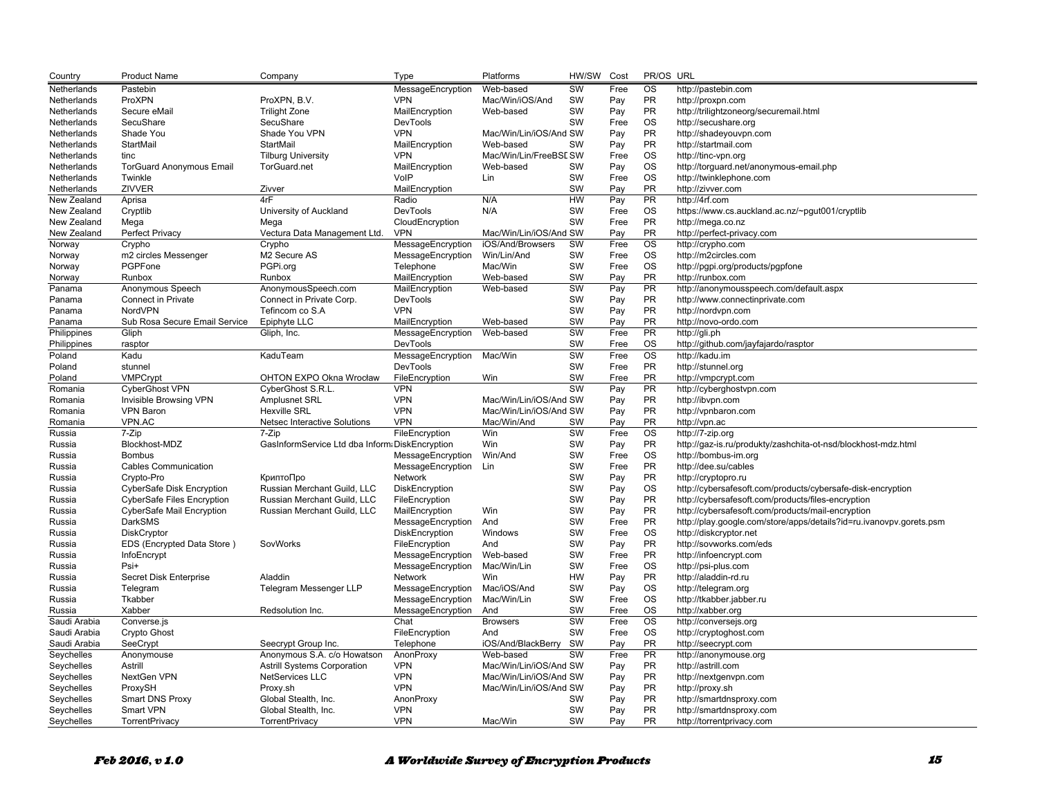| Country | Product Name | Company | Type | Platforms | HW/SW | Cost | PR/OS | URL |
|---|---|---|---|---|---|---|---|---|
| Netherlands | Pastebin | | MessageEncryption | Web-based | SW | Free | OS | http://pastebin.com |
| Netherlands | ProXPN | ProXPN, B.V. | VPN | Mac/Win/iOS/And | SW | Pay | PR | http://proxpn.com |
| Netherlands | Secure eMail | Trilight Zone | MailEncryption | Web-based | SW | Pay | PR | http://trilightzoneorg/securemail.html |
| Netherlands | SecuShare | SecuShare | DevTools | | SW | Free | OS | http://secushare.org |
| Netherlands | Shade You | Shade You VPN | VPN | Mac/Win/Lin/iOS/And | SW | Pay | PR | http://shadeyouvpn.com |
| Netherlands | StartMail | StartMail | MailEncryption | Web-based | SW | Pay | PR | http://startmail.com |
| Netherlands | tinc | Tilburg University | VPN | Mac/Win/Lin/FreeBSD | SW | Free | OS | http://tinc-vpn.org |
| Netherlands | TorGuard Anonymous Email | TorGuard.net | MailEncryption | Web-based | SW | Pay | OS | http://torguard.net/anonymous-email.php |
| Netherlands | Twinkle | | VoIP | Lin | SW | Free | OS | http://twinklephone.com |
| Netherlands | ZIVVER | Zivver | MailEncryption | | SW | Pay | PR | http://zivver.com |
| New Zealand | Aprisa | 4rF | Radio | N/A | HW | Pay | PR | http://4rf.com |
| New Zealand | Cryptlib | University of Auckland | DevTools | N/A | SW | Free | OS | https://www.cs.auckland.ac.nz/~pgut001/cryptlib |
| New Zealand | Mega | Mega | CloudEncryption | | SW | Free | PR | http://mega.co.nz |
| New Zealand | Perfect Privacy | Vectura Data Management Ltd. | VPN | Mac/Win/Lin/iOS/And | SW | Pay | PR | http://perfect-privacy.com |
| Norway | Crypho | Crypho | MessageEncryption | iOS/And/Browsers | SW | Free | OS | http://crypho.com |
| Norway | m2 circles Messenger | M2 Secure AS | MessageEncryption | Win/Lin/And | SW | Free | OS | http://m2circles.com |
| Norway | PGPFone | PGPi.org | Telephone | Mac/Win | SW | Free | OS | http://pgpi.org/products/pgpfone |
| Norway | Runbox | Runbox | MailEncryption | Web-based | SW | Pay | PR | http://runbox.com |
| Panama | Anonymous Speech | AnonymousSpeech.com | MailEncryption | Web-based | SW | Pay | PR | http://anonymousspeech.com/default.aspx |
| Panama | Connect in Private | Connect in Private Corp. | DevTools | | SW | Pay | PR | http://www.connectinprivate.com |
| Panama | NordVPN | Tefincom co S.A | VPN | | SW | Pay | PR | http://nordvpn.com |
| Panama | Sub Rosa Secure Email Service | Epiphyte LLC | MailEncryption | Web-based | SW | Pay | PR | http://novo-ordo.com |
| Philippines | Gliph | Gliph, Inc. | MessageEncryption | Web-based | SW | Free | PR | http://gli.ph |
| Philippines | rasptor | | DevTools | | SW | Free | OS | http://github.com/jayfajardo/rasptor |
| Poland | Kadu | KaduTeam | MessageEncryption | Mac/Win | SW | Free | OS | http://kadu.im |
| Poland | stunnel | | DevTools | | SW | Free | PR | http://stunnel.org |
| Poland | VMPCrypt | OHTON EXPO Okna Wrocław | FileEncryption | Win | SW | Free | PR | http://vmpcrypt.com |
| Romania | CyberGhost VPN | CyberGhost S.R.L. | VPN | | SW | Pay | PR | http://cyberghostvpn.com |
| Romania | Invisible Browsing VPN | Amplusnet SRL | VPN | Mac/Win/Lin/iOS/And | SW | Pay | PR | http://ibvpn.com |
| Romania | VPN Baron | Hexville SRL | VPN | Mac/Win/Lin/iOS/And | SW | Pay | PR | http://vpnbaron.com |
| Romania | VPN.AC | Netsec Interactive Solutions | VPN | Mac/Win/And | SW | Pay | PR | http://vpn.ac |
| Russia | 7-Zip | 7-Zip | FileEncryption | Win | SW | Free | OS | http://7-zip.org |
| Russia | Blockhost-MDZ | GasInformService Ltd dba Inform | DiskEncryption | Win | SW | Pay | PR | http://gaz-is.ru/produkty/zashchita-ot-nsd/blockhost-mdz.html |
| Russia | Bombus | | MessageEncryption | Win/And | SW | Free | OS | http://bombus-im.org |
| Russia | Cables Communication | | MessageEncryption | Lin | SW | Free | PR | http://dee.su/cables |
| Russia | Crypto-Pro | КриптоПро | Network | | SW | Pay | PR | http://cryptopro.ru |
| Russia | CyberSafe Disk Encryption | Russian Merchant Guild, LLC | DiskEncryption | | SW | Pay | OS | http://cybersafesoft.com/products/cybersafe-disk-encryption |
| Russia | CyberSafe Files Encryption | Russian Merchant Guild, LLC | FileEncryption | | SW | Pay | PR | http://cybersafesoft.com/products/files-encryption |
| Russia | CyberSafe Mail Encryption | Russian Merchant Guild, LLC | MailEncryption | Win | SW | Pay | PR | http://cybersafesoft.com/products/mail-encryption |
| Russia | DarkSMS | | MessageEncryption | And | SW | Free | PR | http://play.google.com/store/apps/details?id=ru.ivanovpv.gorets.psm |
| Russia | DiskCryptor | | DiskEncryption | Windows | SW | Free | OS | http://diskcryptor.net |
| Russia | EDS (Encrypted Data Store ) | SovWorks | FileEncryption | And | SW | Pay | PR | http://sovworks.com/eds |
| Russia | InfoEncrypt | | MessageEncryption | Web-based | SW | Free | PR | http://infoencrypt.com |
| Russia | Psi+ | | MessageEncryption | Mac/Win/Lin | SW | Free | OS | http://psi-plus.com |
| Russia | Secret Disk Enterprise | Aladdin | Network | Win | HW | Pay | PR | http://aladdin-rd.ru |
| Russia | Telegram | Telegram Messenger LLP | MessageEncryption | Mac/iOS/And | SW | Pay | OS | http://telegram.org |
| Russia | Tkabber | | MessageEncryption | Mac/Win/Lin | SW | Free | OS | http://tkabber.jabber.ru |
| Russia | Xabber | Redsolution Inc. | MessageEncryption | And | SW | Free | OS | http://xabber.org |
| Saudi Arabia | Converse.js | | Chat | Browsers | SW | Free | OS | http://conversejs.org |
| Saudi Arabia | Crypto Ghost | | FileEncryption | And | SW | Free | OS | http://cryptoghost.com |
| Saudi Arabia | SeeCrypt | Seecrypt Group Inc. | Telephone | iOS/And/BlackBerry | SW | Pay | PR | http://seecrypt.com |
| Seychelles | Anonymouse | Anonymous S.A. c/o Howatson | AnonProxy | Web-based | SW | Free | PR | http://anonymouse.org |
| Seychelles | Astrill | Astrill Systems Corporation | VPN | Mac/Win/Lin/iOS/And | SW | Pay | PR | http://astrill.com |
| Seychelles | NextGen VPN | NetServices LLC | VPN | Mac/Win/Lin/iOS/And | SW | Pay | PR | http://nextgenvpn.com |
| Seychelles | ProxySH | Proxy.sh | VPN | Mac/Win/Lin/iOS/And | SW | Pay | PR | http://proxy.sh |
| Seychelles | Smart DNS Proxy | Global Stealth, Inc. | AnonProxy | | SW | Pay | PR | http://smartdnsproxy.com |
| Seychelles | Smart VPN | Global Stealth, Inc. | VPN | | SW | Pay | PR | http://smartdnsproxy.com |
| Seychelles | TorrentPrivacy | TorrentPrivacy | VPN | Mac/Win | SW | Pay | PR | http://torrentprivacy.com |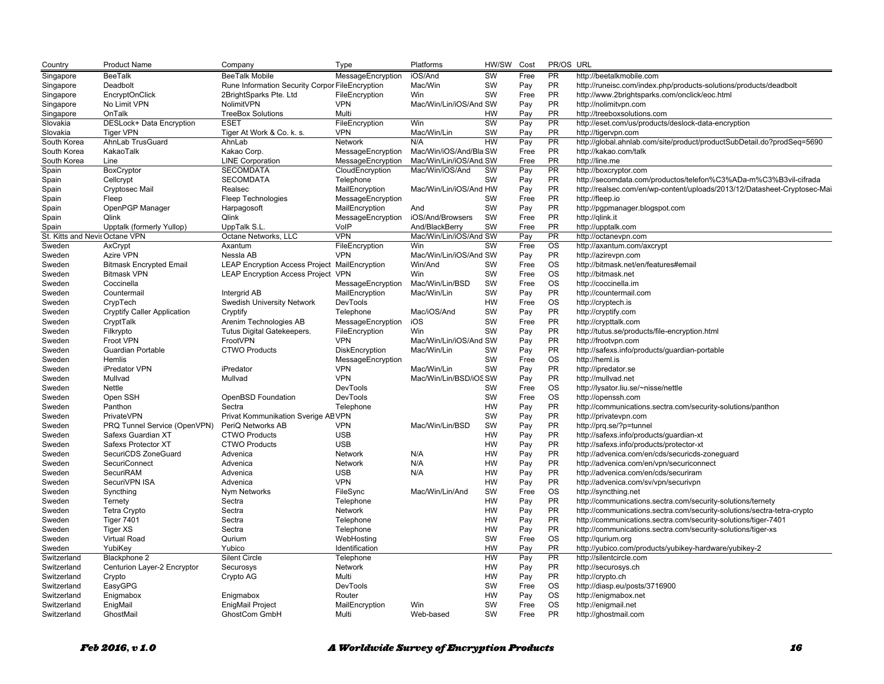| Country | Product Name | Company | Type | Platforms | HW/SW | Cost | PR/OS | URL |
|---|---|---|---|---|---|---|---|---|
| Singapore | BeeTalk | BeeTalk Mobile | MessageEncryption | iOS/And | SW | Free | PR | http://beetalkmobile.com |
| Singapore | Deadbolt | Rune Information Security Corpor | FileEncryption | Mac/Win | SW | Pay | PR | http://runeisc.com/index.php/products-solutions/products/deadbolt |
| Singapore | EncryptOnClick | 2BrightSparks Pte. Ltd | FileEncryption | Win | SW | Free | PR | http://www.2brightsparks.com/onclick/eoc.html |
| Singapore | No Limit VPN | NolimitVPN | VPN | Mac/Win/Lin/iOS/And | SW | Pay | PR | http://nolimitvpn.com |
| Singapore | OnTalk | TreeBox Solutions | Multi | | HW | Pay | PR | http://treeboxsolutions.com |
| Slovakia | DESLock+ Data Encryption | ESET | FileEncryption | Win | SW | Pay | PR | http://eset.com/us/products/deslock-data-encryption |
| Slovakia | Tiger VPN | Tiger At Work & Co. k. s. | VPN | Mac/Win/Lin | SW | Pay | PR | http://tigervpn.com |
| South Korea | AhnLab TrusGuard | AhnLab | Network | N/A | HW | Pay | PR | http://global.ahnlab.com/site/product/productSubDetail.do?prodSeq=5690 |
| South Korea | KakaoTalk | Kakao Corp. | MessageEncryption | Mac/Win/iOS/And/Bla | SW | Free | PR | http://kakao.com/talk |
| South Korea | Line | LINE Corporation | MessageEncryption | Mac/Win/Lin/iOS/And. | SW | Free | PR | http://line.me |
| Spain | BoxCryptor | SECOMDATA | CloudEncryption | Mac/Win/iOS/And | SW | Pay | PR | http://boxcryptor.com |
| Spain | Cellcrypt | SECOMDATA | Telephone | | SW | Pay | PR | http://secomdata.com/productos/telefon%C3%ADa-m%C3%B3vil-cifrada |
| Spain | Cryptosec Mail | Realsec | MailEncryption | Mac/Win/Lin/iOS/And | HW | Pay | PR | http://realsec.com/en/wp-content/uploads/2013/12/Datasheet-Cryptosec-Mai |
| Spain | Fleep | Fleep Technologies | MessageEncryption | | SW | Free | PR | http://fleep.io |
| Spain | OpenPGP Manager | Harpagosoft | MailEncryption | And | SW | Pay | PR | http://pgpmanager.blogspot.com |
| Spain | Qlink | Qlink | MessageEncryption | iOS/And/Browsers | SW | Free | PR | http://qlink.it |
| Spain | Upptalk (formerly Yullop) | UppTalk S.L. | VoIP | And/BlackBerry | SW | Free | PR | http://upptalk.com |
| St. Kitts and Nevis | Octane VPN | Octane Networks, LLC | VPN | Mac/Win/Lin/iOS/And | SW | Pay | PR | http://octanevpn.com |
| Sweden | AxCrypt | Axantum | FileEncryption | Win | SW | Free | OS | http://axantum.com/axcrypt |
| Sweden | Azire VPN | Nessla AB | VPN | Mac/Win/Lin/iOS/And | SW | Pay | PR | http://azirevpn.com |
| Sweden | Bitmask Encrypted Email | LEAP Encryption Access Project | MailEncryption | Win/And | SW | Free | OS | http://bitmask.net/en/features#email |
| Sweden | Bitmask VPN | LEAP Encryption Access Project | VPN | Win | SW | Free | OS | http://bitmask.net |
| Sweden | Coccinella | | MessageEncryption | Mac/Win/Lin/BSD | SW | Free | OS | http://coccinella.im |
| Sweden | Countermail | Intergrid AB | MailEncryption | Mac/Win/Lin | SW | Pay | PR | http://countermail.com |
| Sweden | CrypTech | Swedish University Network | DevTools | | HW | Free | OS | http://cryptech.is |
| Sweden | Cryptify Caller Application | Cryptify | Telephone | Mac/iOS/And | SW | Pay | PR | http://cryptify.com |
| Sweden | CryptTalk | Arenim Technologies AB | MessageEncryption | iOS | SW | Free | PR | http://crypttalk.com |
| Sweden | Filkrypto | Tutus Digital Gatekeepers. | FileEncryption | Win | SW | Pay | PR | http://tutus.se/products/file-encryption.html |
| Sweden | Froot VPN | FrootVPN | VPN | Mac/Win/Lin/iOS/And | SW | Pay | PR | http://frootvpn.com |
| Sweden | Guardian Portable | CTWO Products | DiskEncryption | Mac/Win/Lin | SW | Pay | PR | http://safexs.info/products/guardian-portable |
| Sweden | Hemlis | | MessageEncryption | | SW | Free | OS | http://heml.is |
| Sweden | iPredator VPN | iPredator | VPN | Mac/Win/Lin | SW | Pay | PR | http://ipredator.se |
| Sweden | Mullvad | Mullvad | VPN | Mac/Win/Lin/BSD/iOS | SW | Pay | PR | http://mullvad.net |
| Sweden | Nettle | | DevTools | | SW | Free | OS | http://lysator.liu.se/~nisse/nettle |
| Sweden | Open SSH | OpenBSD Foundation | DevTools | | SW | Free | OS | http://openssh.com |
| Sweden | Panthon | Sectra | Telephone | | HW | Pay | PR | http://communications.sectra.com/security-solutions/panthon |
| Sweden | PrivateVPN | Privat Kommunikation Sverige AB | VPN | | SW | Pay | PR | http://privatevpn.com |
| Sweden | PRQ Tunnel Service (OpenVPN) | PeriQ Networks AB | VPN | Mac/Win/Lin/BSD | SW | Pay | PR | http://prq.se/?p=tunnel |
| Sweden | Safexs Guardian XT | CTWO Products | USB | | HW | Pay | PR | http://safexs.info/products/guardian-xt |
| Sweden | Safexs Protector XT | CTWO Products | USB | | HW | Pay | PR | http://safexs.info/products/protector-xt |
| Sweden | SecuriCDS ZoneGuard | Advenica | Network | N/A | HW | Pay | PR | http://advenica.com/en/cds/securicds-zoneguard |
| Sweden | SecuriConnect | Advenica | Network | N/A | HW | Pay | PR | http://advenica.com/en/vpn/securiconnect |
| Sweden | SecuriRAM | Advenica | USB | N/A | HW | Pay | PR | http://advenica.com/en/cds/securiram |
| Sweden | SecuriVPN ISA | Advenica | VPN | | HW | Pay | PR | http://advenica.com/sv/vpn/securivpn |
| Sweden | Syncthing | Nym Networks | FileSync | Mac/Win/Lin/And | SW | Free | OS | http://syncthing.net |
| Sweden | Ternety | Sectra | Telephone | | HW | Pay | PR | http://communications.sectra.com/security-solutions/ternety |
| Sweden | Tetra Crypto | Sectra | Network | | HW | Pay | PR | http://communications.sectra.com/security-solutions/sectra-tetra-crypto |
| Sweden | Tiger 7401 | Sectra | Telephone | | HW | Pay | PR | http://communications.sectra.com/security-solutions/tiger-7401 |
| Sweden | Tiger XS | Sectra | Telephone | | HW | Pay | PR | http://communications.sectra.com/security-solutions/tiger-xs |
| Sweden | Virtual Road | Qurium | WebHosting | | SW | Free | OS | http://qurium.org |
| Sweden | YubiKey | Yubico | Identification | | HW | Pay | PR | http://yubico.com/products/yubikey-hardware/yubikey-2 |
| Switzerland | Blackphone 2 | Silent Circle | Telephone | | HW | Pay | PR | http://silentcircle.com |
| Switzerland | Centurion Layer-2 Encryptor | Securosys | Network | | HW | Pay | PR | http://securosys.ch |
| Switzerland | Crypto | Crypto AG | Multi | | HW | Pay | PR | http://crypto.ch |
| Switzerland | EasyGPG | | DevTools | | SW | Free | OS | http://diasp.eu/posts/3716900 |
| Switzerland | Enigmabox | Enigmabox | Router | | HW | Pay | OS | http://enigmabox.net |
| Switzerland | EnigMail | EnigMail Project | MailEncryption | Win | SW | Free | OS | http://enigmail.net |
| Switzerland | GhostMail | GhostCom GmbH | Multi | Web-based | SW | Free | PR | http://ghostmail.com |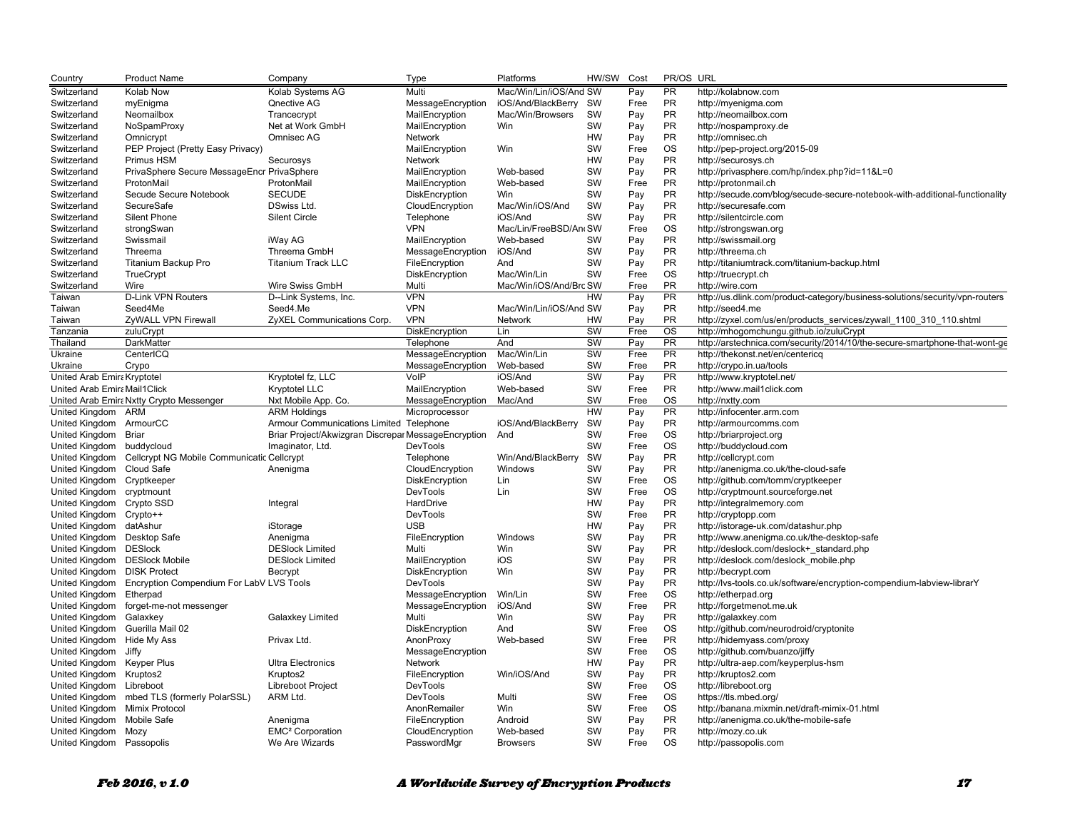| Country | Product Name | Company | Type | Platforms | HW/SW | Cost | PR/OS | URL |
|---|---|---|---|---|---|---|---|---|
| Switzerland | Kolab Now | Kolab Systems AG | Multi | Mac/Win/Lin/iOS/And | SW | Pay | PR | http://kolabnow.com |
| Switzerland | myEnigma | Qnective AG | MessageEncryption | iOS/And/BlackBerry | SW | Free | PR | http://myenigma.com |
| Switzerland | Neomailbox | Trancecrypt | MailEncryption | Mac/Win/Browsers | SW | Pay | PR | http://neomailbox.com |
| Switzerland | NoSpamProxy | Net at Work GmbH | MailEncryption | Win | SW | Pay | PR | http://nospamproxy.de |
| Switzerland | Omnicrypt | Omnisec AG | Network | | HW | Pay | PR | http://omnisec.ch |
| Switzerland | PEP Project (Pretty Easy Privacy) | | MailEncryption | Win | SW | Free | OS | http://pep-project.org/2015-09 |
| Switzerland | Primus HSM | Securosys | Network | | HW | Pay | PR | http://securosys.ch |
| Switzerland | PrivaSphere Secure MessageEncr | PrivaSphere | MailEncryption | Web-based | SW | Pay | PR | http://privasphere.com/hp/index.php?id=11&L=0 |
| Switzerland | ProtonMail | ProtonMail | MailEncryption | Web-based | SW | Free | PR | http://protonmail.ch |
| Switzerland | Secude Secure Notebook | SECUDE | DiskEncryption | Win | SW | Pay | PR | http://secude.com/blog/secude-secure-notebook-with-additional-functionality |
| Switzerland | SecureSafe | DSwiss Ltd. | CloudEncryption | Mac/Win/iOS/And | SW | Pay | PR | http://securesafe.com |
| Switzerland | Silent Phone | Silent Circle | Telephone | iOS/And | SW | Pay | PR | http://silentcircle.com |
| Switzerland | strongSwan | | VPN | Mac/Lin/FreeBSD/And | SW | Free | OS | http://strongswan.org |
| Switzerland | Swissmail | iWay AG | MailEncryption | Web-based | SW | Pay | PR | http://swissmail.org |
| Switzerland | Threema | Threema GmbH | MessageEncryption | iOS/And | SW | Pay | PR | http://threema.ch |
| Switzerland | Titanium Backup Pro | Titanium Track LLC | FileEncryption | And | SW | Pay | PR | http://titaniumtrack.com/titanium-backup.html |
| Switzerland | TrueCrypt | | DiskEncryption | Mac/Win/Lin | SW | Free | OS | http://truecrypt.ch |
| Switzerland | Wire | Wire Swiss GmbH | Multi | Mac/Win/iOS/And/Brc | SW | Free | PR | http://wire.com |
| Taiwan | D-Link VPN Routers | D--Link Systems, Inc. | VPN | | HW | Pay | PR | http://us.dlink.com/product-category/business-solutions/security/vpn-routers |
| Taiwan | Seed4Me | Seed4.Me | VPN | Mac/Win/Lin/iOS/And | SW | Pay | PR | http://seed4.me |
| Taiwan | ZyWALL VPN Firewall | ZyXEL Communications Corp. | VPN | Network | HW | Pay | PR | http://zyxel.com/us/en/products_services/zywall_1100_310_110.shtml |
| Tanzania | zuluCrypt | | DiskEncryption | Lin | SW | Free | OS | http://mhogomchungu.github.io/zuluCrypt |
| Thailand | DarkMatter | | Telephone | And | SW | Pay | PR | http://arstechnica.com/security/2014/10/the-secure-smartphone-that-wont-ge |
| Ukraine | CenterICQ | | MessageEncryption | Mac/Win/Lin | SW | Free | PR | http://thekonst.net/en/centericq |
| Ukraine | Crypo | | MessageEncryption | Web-based | SW | Free | PR | http://crypo.in.ua/tools |
| United Arab Emira | Kryptotel | Kryptotel fz, LLC | VoIP | iOS/And | SW | Pay | PR | http://www.kryptotel.net/ |
| United Arab Emira | Mail1Click | Kryptotel LLC | MailEncryption | Web-based | SW | Free | PR | http://www.mail1click.com |
| United Arab Emira | Nxtty Crypto Messenger | Nxt Mobile App. Co. | MessageEncryption | Mac/And | SW | Free | OS | http://nxtty.com |
| United Kingdom | ARM | ARM Holdings | Microprocessor | | HW | Pay | PR | http://infocenter.arm.com |
| United Kingdom | ArmourCC | Armour Communications Limited | Telephone | iOS/And/BlackBerry | SW | Pay | PR | http://armourcomms.com |
| United Kingdom | Briar | Briar Project/Akwizgran Discrepar | MessageEncryption | And | SW | Free | OS | http://briarproject.org |
| United Kingdom | buddycloud | Imaginator, Ltd. | DevTools | | SW | Free | OS | http://buddycloud.com |
| United Kingdom | Cellcrypt NG Mobile Communicatic | Cellcrypt | Telephone | Win/And/BlackBerry | SW | Pay | PR | http://cellcrypt.com |
| United Kingdom | Cloud Safe | Anenigma | CloudEncryption | Windows | SW | Pay | PR | http://anenigma.co.uk/the-cloud-safe |
| United Kingdom | Cryptkeeper | | DiskEncryption | Lin | SW | Free | OS | http://github.com/tomm/cryptkeeper |
| United Kingdom | cryptmount | | DevTools | Lin | SW | Free | OS | http://cryptmount.sourceforge.net |
| United Kingdom | Crypto SSD | Integral | HardDrive | | HW | Pay | PR | http://integralmemory.com |
| United Kingdom | Crypto++ | | DevTools | | SW | Free | PR | http://cryptopp.com |
| United Kingdom | datAshur | iStorage | USB | | HW | Pay | PR | http://istorage-uk.com/datashur.php |
| United Kingdom | Desktop Safe | Anenigma | FileEncryption | Windows | SW | Pay | PR | http://www.anenigma.co.uk/the-desktop-safe |
| United Kingdom | DESlock | DESlock Limited | Multi | Win | SW | Pay | PR | http://deslock.com/deslock+_standard.php |
| United Kingdom | DESlock Mobile | DESlock Limited | MailEncryption | iOS | SW | Pay | PR | http://deslock.com/deslock_mobile.php |
| United Kingdom | DISK Protect | Becrypt | DiskEncryption | Win | SW | Pay | PR | http://becrypt.com |
| United Kingdom | Encryption Compendium For LabV | LVS Tools | DevTools | | SW | Pay | PR | http://lvs-tools.co.uk/software/encryption-compendium-labview-librarY |
| United Kingdom | Etherpad | | MessageEncryption | Win/Lin | SW | Free | OS | http://etherpad.org |
| United Kingdom | forget-me-not messenger | | MessageEncryption | iOS/And | SW | Free | PR | http://forgetmenot.me.uk |
| United Kingdom | Galaxkey | Galaxkey Limited | Multi | Win | SW | Pay | PR | http://galaxkey.com |
| United Kingdom | Guerilla Mail 02 | | DiskEncryption | And | SW | Free | OS | http://github.com/neurodroid/cryptonite |
| United Kingdom | Hide My Ass | Privax Ltd. | AnonProxy | Web-based | SW | Free | PR | http://hidemyass.com/proxy |
| United Kingdom | Jiffy | | MessageEncryption | | SW | Free | OS | http://github.com/buanzo/jiffy |
| United Kingdom | Keyper Plus | Ultra Electronics | Network | | HW | Pay | PR | http://ultra-aep.com/keyperplus-hsm |
| United Kingdom | Kruptos2 | Kruptos2 | FileEncryption | Win/iOS/And | SW | Pay | PR | http://kruptos2.com |
| United Kingdom | Libreboot | Libreboot Project | DevTools | | SW | Free | OS | http://libreboot.org |
| United Kingdom | mbed TLS (formerly PolarSSL) | ARM Ltd. | DevTools | Multi | SW | Free | OS | https://tls.mbed.org/ |
| United Kingdom | Mimix Protocol | | AnonRemailer | Win | SW | Free | OS | http://banana.mixmin.net/draft-mimix-01.html |
| United Kingdom | Mobile Safe | Anenigma | FileEncryption | Android | SW | Pay | PR | http://anenigma.co.uk/the-mobile-safe |
| United Kingdom | Mozy | EMC² Corporation | CloudEncryption | Web-based | SW | Pay | PR | http://mozy.co.uk |
| United Kingdom | Passopolis | We Are Wizards | PasswordMgr | Browsers | SW | Free | OS | http://passopolis.com |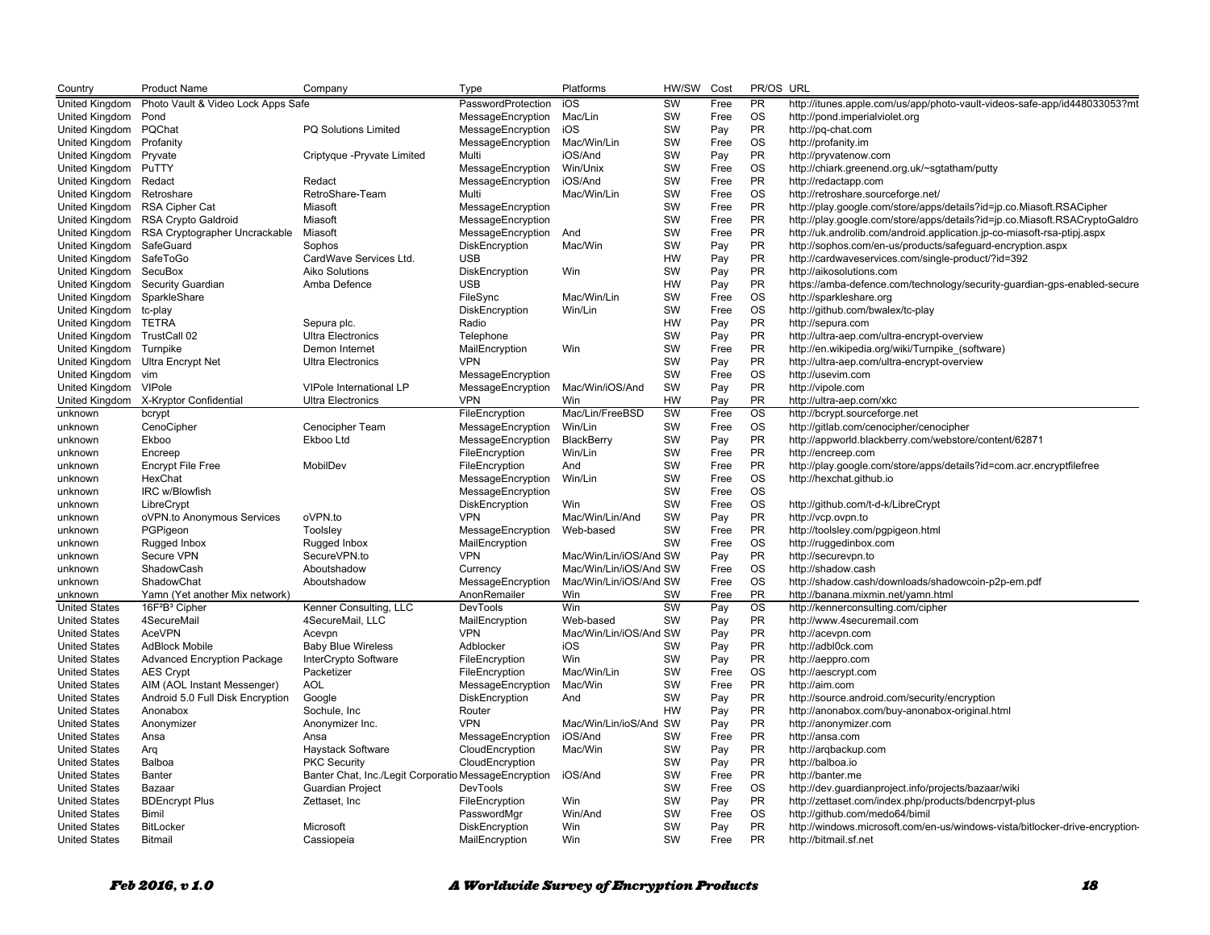| Country | Product Name | Company | Type | Platforms | HW/SW | Cost | PR/OS | URL |
|---|---|---|---|---|---|---|---|---|
| United Kingdom | Photo Vault & Video Lock Apps Safe | | PasswordProtection | iOS | SW | Free | PR | http://itunes.apple.com/us/app/photo-vault-videos-safe-app/id448033053?mt |
| United Kingdom | Pond | | MessageEncryption | Mac/Lin | SW | Free | OS | http://pond.imperialviolet.org |
| United Kingdom | PQChat | PQ Solutions Limited | MessageEncryption | iOS | SW | Pay | PR | http://pq-chat.com |
| United Kingdom | Profanity | | MessageEncryption | Mac/Win/Lin | SW | Free | OS | http://profanity.im |
| United Kingdom | Pryvate | Criptyque -Pryvate Limited | Multi | iOS/And | SW | Pay | PR | http://pryvatenow.com |
| United Kingdom | PuTTY | | MessageEncryption | Win/Unix | SW | Free | OS | http://chiark.greenend.org.uk/~sgtatham/putty |
| United Kingdom | Redact | Redact | MessageEncryption | iOS/And | SW | Free | PR | http://redactapp.com |
| United Kingdom | Retroshare | RetroShare-Team | Multi | Mac/Win/Lin | SW | Free | OS | http://retroshare.sourceforge.net/ |
| United Kingdom | RSA Cipher Cat | Miasoft | MessageEncryption | | SW | Free | PR | http://play.google.com/store/apps/details?id=jp.co.Miasoft.RSACipher |
| United Kingdom | RSA Crypto Galdroid | Miasoft | MessageEncryption | | SW | Free | PR | http://play.google.com/store/apps/details?id=jp.co.Miasoft.RSACryptoGaldro |
| United Kingdom | RSA Cryptographer Uncrackable | Miasoft | MessageEncryption | And | SW | Free | PR | http://uk.androlib.com/android.application.jp-co-miasoft-rsa-ptipj.aspx |
| United Kingdom | SafeGuard | Sophos | DiskEncryption | Mac/Win | SW | Pay | PR | http://sophos.com/en-us/products/safeguard-encryption.aspx |
| United Kingdom | SafeToGo | CardWave Services Ltd. | USB | | HW | Pay | PR | http://cardwaveservices.com/single-product/?id=392 |
| United Kingdom | SecuBox | Aiko Solutions | DiskEncryption | Win | SW | Pay | PR | http://aikosolutions.com |
| United Kingdom | Security Guardian | Amba Defence | USB | | HW | Pay | PR | https://amba-defence.com/technology/security-guardian-gps-enabled-secure |
| United Kingdom | SparkleShare | | FileSync | Mac/Win/Lin | SW | Free | OS | http://sparkleshare.org |
| United Kingdom | tc-play | | DiskEncryption | Win/Lin | SW | Free | OS | http://github.com/bwalex/tc-play |
| United Kingdom | TETRA | Sepura plc. | Radio | | HW | Pay | PR | http://sepura.com |
| United Kingdom | TrustCall 02 | Ultra Electronics | Telephone | | SW | Pay | PR | http://ultra-aep.com/ultra-encrypt-overview |
| United Kingdom | Turnpike | Demon Internet | MailEncryption | Win | SW | Free | PR | http://en.wikipedia.org/wiki/Turnpike_(software) |
| United Kingdom | Ultra Encrypt Net | Ultra Electronics | VPN | | SW | Pay | PR | http://ultra-aep.com/ultra-encrypt-overview |
| United Kingdom | vim | | MessageEncryption | | SW | Free | OS | http://usevim.com |
| United Kingdom | VIPole | VIPole International LP | MessageEncryption | Mac/Win/iOS/And | SW | Pay | PR | http://vipole.com |
| United Kingdom | X-Kryptor Confidential | Ultra Electronics | VPN | Win | HW | Pay | PR | http://ultra-aep.com/xkc |
| unknown | bcrypt | | FileEncryption | Mac/Lin/FreeBSD | SW | Free | OS | http://bcrypt.sourceforge.net |
| unknown | CenoCipher | Cenocipher Team | MessageEncryption | Win/Lin | SW | Free | OS | http://gitlab.com/cenocipher/cenocipher |
| unknown | Ekboo | Ekboo Ltd | MessageEncryption | BlackBerry | SW | Pay | PR | http://appworld.blackberry.com/webstore/content/62871 |
| unknown | Encreep | | FileEncryption | Win/Lin | SW | Free | PR | http://encreep.com |
| unknown | Encrypt File Free | MobilDev | FileEncryption | And | SW | Free | PR | http://play.google.com/store/apps/details?id=com.acr.encryptfilefree |
| unknown | HexChat | | MessageEncryption | Win/Lin | SW | Free | OS | http://hexchat.github.io |
| unknown | IRC w/Blowfish | | MessageEncryption | | SW | Free | OS | |
| unknown | LibreCrypt | | DiskEncryption | Win | SW | Free | OS | http://github.com/t-d-k/LibreCrypt |
| unknown | oVPN.to Anonymous Services | oVPN.to | VPN | Mac/Win/Lin/And | SW | Pay | PR | http://vcp.ovpn.to |
| unknown | PGPigeon | Toolsley | MessageEncryption | Web-based | SW | Free | PR | http://toolsley.com/pgpigeon.html |
| unknown | Rugged Inbox | Rugged Inbox | MailEncryption | | SW | Free | OS | http://ruggedinbox.com |
| unknown | Secure VPN | SecureVPN.to | VPN | Mac/Win/Lin/iOS/And | SW | Pay | PR | http://securevpn.to |
| unknown | ShadowCash | Aboutshadow | Currency | Mac/Win/Lin/iOS/And | SW | Free | OS | http://shadow.cash |
| unknown | ShadowChat | Aboutshadow | MessageEncryption | Mac/Win/Lin/iOS/And | SW | Free | OS | http://shadow.cash/downloads/shadowcoin-p2p-em.pdf |
| unknown | Yamn (Yet another Mix network) | | AnonRemailer | Win | SW | Free | PR | http://banana.mixmin.net/yamn.html |
| United States | 16F²B³ Cipher | Kenner Consulting, LLC | DevTools | Win | SW | Pay | OS | http://kennerconsulting.com/cipher |
| United States | 4SecureMail | 4SecureMail, LLC | MailEncryption | Web-based | SW | Pay | PR | http://www.4securemail.com |
| United States | AceVPN | Acevpn | VPN | Mac/Win/Lin/iOS/And | SW | Pay | PR | http://acevpn.com |
| United States | AdBlock Mobile | Baby Blue Wireless | Adblocker | iOS | SW | Pay | PR | http://adbl0ck.com |
| United States | Advanced Encryption Package | InterCrypto Software | FileEncryption | Win | SW | Pay | PR | http://aeppro.com |
| United States | AES Crypt | Packetizer | FileEncryption | Mac/Win/Lin | SW | Free | OS | http://aescrypt.com |
| United States | AIM (AOL Instant Messenger) | AOL | MessageEncryption | Mac/Win | SW | Free | PR | http://aim.com |
| United States | Android 5.0 Full Disk Encryption | Google | DiskEncryption | And | SW | Pay | PR | http://source.android.com/security/encryption |
| United States | Anonabox | Sochule, Inc | Router | | HW | Pay | PR | http://anonabox.com/buy-anonabox-original.html |
| United States | Anonymizer | Anonymizer Inc. | VPN | Mac/Win/Lin/ioS/And | SW | Pay | PR | http://anonymizer.com |
| United States | Ansa | Ansa | MessageEncryption | iOS/And | SW | Free | PR | http://ansa.com |
| United States | Arq | Haystack Software | CloudEncryption | Mac/Win | SW | Pay | PR | http://arqbackup.com |
| United States | Balboa | PKC Security | CloudEncryption | | SW | Pay | PR | http://balboa.io |
| United States | Banter | Banter Chat, Inc./Legit Corporatio | MessageEncryption | iOS/And | SW | Free | PR | http://banter.me |
| United States | Bazaar | Guardian Project | DevTools | | SW | Free | OS | http://dev.guardianproject.info/projects/bazaar/wiki |
| United States | BDEncrypt Plus | Zettaset, Inc | FileEncryption | Win | SW | Pay | PR | http://zettaset.com/index.php/products/bdencrpyt-plus |
| United States | Bimil | | PasswordMgr | Win/And | SW | Free | OS | http://github.com/medo64/bimil |
| United States | BitLocker | Microsoft | DiskEncryption | Win | SW | Pay | PR | http://windows.microsoft.com/en-us/windows-vista/bitlocker-drive-encryption- |
| United States | Bitmail | Cassiopeia | MailEncryption | Win | SW | Free | PR | http://bitmail.sf.net |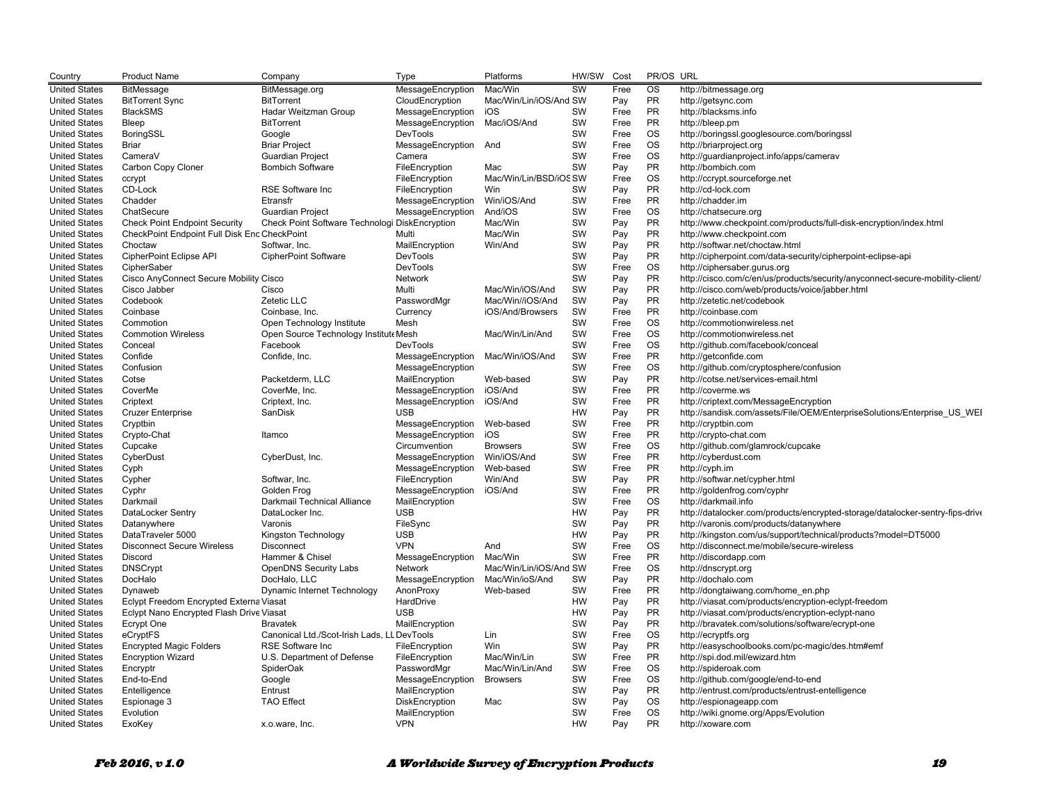| Country | Product Name | Company | Type | Platforms | HW/SW | Cost | PR/OS | URL |
|---|---|---|---|---|---|---|---|---|
| United States | BitMessage | BitMessage.org | MessageEncryption | Mac/Win | SW | Free | OS | http://bitmessage.org |
| United States | BitTorrent Sync | BitTorrent | CloudEncryption | Mac/Win/Lin/iOS/And | SW | Pay | PR | http://getsync.com |
| United States | BlackSMS | Hadar Weitzman Group | MessageEncryption | iOS | SW | Free | PR | http://blacksms.info |
| United States | Bleep | BitTorrent | MessageEncryption | Mac/iOS/And | SW | Free | PR | http://bleep.pm |
| United States | BoringSSL | Google | DevTools | | SW | Free | OS | http://boringssl.googlesource.com/boringssl |
| United States | Briar | Briar Project | MessageEncryption | And | SW | Free | OS | http://briarproject.org |
| United States | CameraV | Guardian Project | Camera | | SW | Free | OS | http://guardianproject.info/apps/camerav |
| United States | Carbon Copy Cloner | Bombich Software | FileEncryption | Mac | SW | Pay | PR | http://bombich.com |
| United States | ccrypt | | FileEncryption | Mac/Win/Lin/BSD/iOS | SW | Free | OS | http://ccrypt.sourceforge.net |
| United States | CD-Lock | RSE Software Inc | FileEncryption | Win | SW | Pay | PR | http://cd-lock.com |
| United States | Chadder | Etransfr | MessageEncryption | Win/iOS/And | SW | Free | PR | http://chadder.im |
| United States | ChatSecure | Guardian Project | MessageEncryption | And/iOS | SW | Free | OS | http://chatsecure.org |
| United States | Check Point Endpoint Security | Check Point Software Technologi | DiskEncryption | Mac/Win | SW | Pay | PR | http://www.checkpoint.com/products/full-disk-encryption/index.html |
| United States | CheckPoint Endpoint Full Disk Enc | CheckPoint | Multi | Mac/Win | SW | Pay | PR | http://www.checkpoint.com |
| United States | Choctaw | Softwar, Inc. | MailEncryption | Win/And | SW | Pay | PR | http://softwar.net/choctaw.html |
| United States | CipherPoint Eclipse API | CipherPoint Software | DevTools | | SW | Pay | PR | http://cipherpoint.com/data-security/cipherpoint-eclipse-api |
| United States | CipherSaber | | DevTools | | SW | Free | OS | http://ciphersaber.gurus.org |
| United States | Cisco AnyConnect Secure Mobility | Cisco | Network | | SW | Pay | PR | http://cisco.com/c/en/us/products/security/anyconnect-secure-mobility-client/ |
| United States | Cisco Jabber | Cisco | Multi | Mac/Win/iOS/And | SW | Pay | PR | http://cisco.com/web/products/voice/jabber.html |
| United States | Codebook | Zetetic LLC | PasswordMgr | Mac/Win//iOS/And | SW | Pay | PR | http://zetetic.net/codebook |
| United States | Coinbase | Coinbase, Inc. | Currency | iOS/And/Browsers | SW | Free | PR | http://coinbase.com |
| United States | Commotion | Open Technology Institute | Mesh | | SW | Free | OS | http://commotionwireless.net |
| United States | Commotion Wireless | Open Source Technology Institute | Mesh | Mac/Win/Lin/And | SW | Free | OS | http://commotionwireless.net |
| United States | Conceal | Facebook | DevTools | | SW | Free | OS | http://github.com/facebook/conceal |
| United States | Confide | Confide, Inc. | MessageEncryption | Mac/Win/iOS/And | SW | Free | PR | http://getconfide.com |
| United States | Confusion | | MessageEncryption | | SW | Free | OS | http://github.com/cryptosphere/confusion |
| United States | Cotse | Packetderm, LLC | MailEncryption | Web-based | SW | Pay | PR | http://cotse.net/services-email.html |
| United States | CoverMe | CoverMe, Inc. | MessageEncryption | iOS/And | SW | Free | PR | http://coverme.ws |
| United States | Criptext | Criptext, Inc. | MessageEncryption | iOS/And | SW | Free | PR | http://criptext.com/MessageEncryption |
| United States | Cruzer Enterprise | SanDisk | USB | | HW | Pay | PR | http://sandisk.com/assets/File/OEM/EnterpriseSolutions/Enterprise_US_WEI |
| United States | Cryptbin | | MessageEncryption | Web-based | SW | Free | PR | http://cryptbin.com |
| United States | Crypto-Chat | Itamco | MessageEncryption | iOS | SW | Free | PR | http://crypto-chat.com |
| United States | Cupcake | | Circumvention | Browsers | SW | Free | OS | http://github.com/glamrock/cupcake |
| United States | CyberDust | CyberDust, Inc. | MessageEncryption | Win/iOS/And | SW | Free | PR | http://cyberdust.com |
| United States | Cyph | | MessageEncryption | Web-based | SW | Free | PR | http://cyph.im |
| United States | Cypher | Softwar, Inc. | FileEncryption | Win/And | SW | Pay | PR | http://softwar.net/cypher.html |
| United States | Cyphr | Golden Frog | MessageEncryption | iOS/And | SW | Free | PR | http://goldenfrog.com/cyphr |
| United States | Darkmail | Darkmail Technical Alliance | MailEncryption | | SW | Free | OS | http://darkmail.info |
| United States | DataLocker Sentry | DataLocker Inc. | USB | | HW | Pay | PR | http://datalocker.com/products/encrypted-storage/datalocker-sentry-fips-drive |
| United States | Datanywhere | Varonis | FileSync | | SW | Pay | PR | http://varonis.com/products/datanywhere |
| United States | DataTraveler 5000 | Kingston Technology | USB | | HW | Pay | PR | http://kingston.com/us/support/technical/products?model=DT5000 |
| United States | Disconnect Secure Wireless | Disconnect | VPN | And | SW | Free | OS | http://disconnect.me/mobile/secure-wireless |
| United States | Discord | Hammer & Chisel | MessageEncryption | Mac/Win | SW | Free | PR | http://discordapp.com |
| United States | DNSCrypt | OpenDNS Security Labs | Network | Mac/Win/Lin/iOS/And | SW | Free | OS | http://dnscrypt.org |
| United States | DocHalo | DocHalo, LLC | MessageEncryption | Mac/Win/ioS/And | SW | Pay | PR | http://dochalo.com |
| United States | Dynaweb | Dynamic Internet Technology | AnonProxy | Web-based | SW | Free | PR | http://dongtaiwang.com/home_en.php |
| United States | Eclypt Freedom Encrypted Externa | Viasat | HardDrive | | HW | Pay | PR | http://viasat.com/products/encryption-eclypt-freedom |
| United States | Eclypt Nano Encrypted Flash Drive | Viasat | USB | | HW | Pay | PR | http://viasat.com/products/encryption-eclypt-nano |
| United States | Ecrypt One | Bravatek | MailEncryption | | SW | Pay | PR | http://bravatek.com/solutions/software/ecrypt-one |
| United States | eCryptFS | Canonical Ltd./Scot-Irish Lads, LL | DevTools | Lin | SW | Free | OS | http://ecryptfs.org |
| United States | Encrypted Magic Folders | RSE Software Inc | FileEncryption | Win | SW | Pay | PR | http://easyschoolbooks.com/pc-magic/des.htm#emf |
| United States | Encryption Wizard | U.S. Department of Defense | FileEncryption | Mac/Win/Lin | SW | Free | PR | http://spi.dod.mil/ewizard.htm |
| United States | Encryptr | SpiderOak | PasswordMgr | Mac/Win/Lin/And | SW | Free | OS | http://spideroak.com |
| United States | End-to-End | Google | MessageEncryption | Browsers | SW | Free | OS | http://github.com/google/end-to-end |
| United States | Entelligence | Entrust | MailEncryption | | SW | Pay | PR | http://entrust.com/products/entrust-entelligence |
| United States | Espionage 3 | TAO Effect | DiskEncryption | Mac | SW | Pay | OS | http://espionageapp.com |
| United States | Evolution | | MailEncryption | | SW | Free | OS | http://wiki.gnome.org/Apps/Evolution |
| United States | ExoKey | x.o.ware, Inc. | VPN | | HW | Pay | PR | http://xoware.com |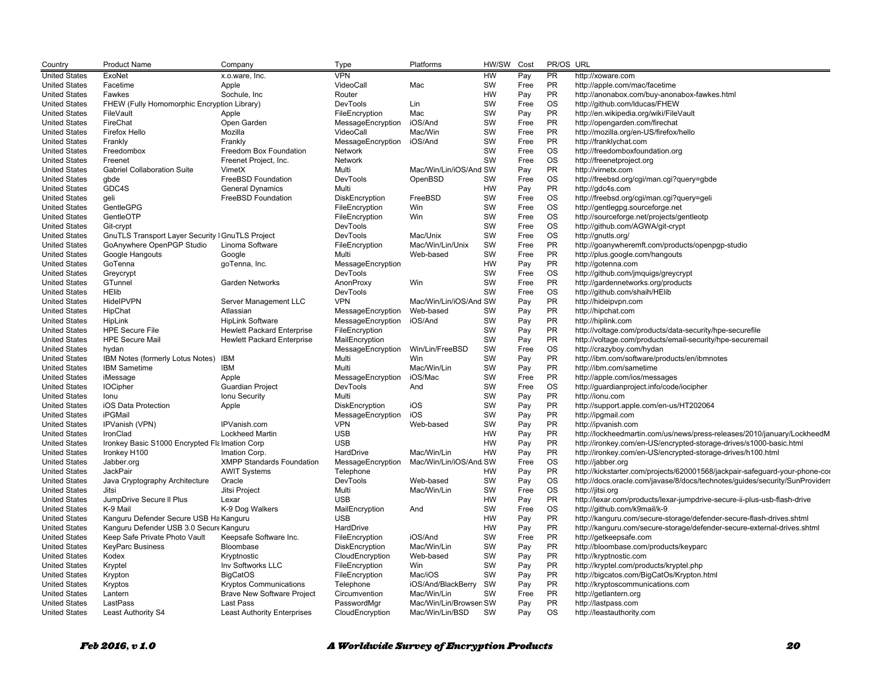| Country | Product Name | Company | Type | Platforms | HW/SW | Cost | PR/OS | URL |
|---|---|---|---|---|---|---|---|---|
| United States | ExoNet | x.o.ware, Inc. | VPN | | HW | Pay | PR | http://xoware.com |
| United States | Facetime | Apple | VideoCall | Mac | SW | Free | PR | http://apple.com/mac/facetime |
| United States | Fawkes | Sochule, Inc | Router | | HW | Pay | PR | http://anonabox.com/buy-anonabox-fawkes.html |
| United States | FHEW (Fully Homomorphic Encryption Library) | | DevTools | Lin | SW | Free | OS | http://github.com/lducas/FHEW |
| United States | FileVault | Apple | FileEncryption | Mac | SW | Pay | PR | http://en.wikipedia.org/wiki/FileVault |
| United States | FireChat | Open Garden | MessageEncryption | iOS/And | SW | Free | PR | http://opengarden.com/firechat |
| United States | Firefox Hello | Mozilla | VideoCall | Mac/Win | SW | Free | PR | http://mozilla.org/en-US/firefox/hello |
| United States | Frankly | Frankly | MessageEncryption | iOS/And | SW | Free | PR | http://franklychat.com |
| United States | Freedombox | Freedom Box Foundation | Network | | SW | Free | OS | http://freedomboxfoundation.org |
| United States | Freenet | Freenet Project, Inc. | Network | | SW | Free | OS | http://freenetproject.org |
| United States | Gabriel Collaboration Suite | VimetX | Multi | Mac/Win/Lin/iOS/And | SW | Pay | PR | http://virnetx.com |
| United States | gbde | FreeBSD Foundation | DevTools | OpenBSD | SW | Free | OS | http://freebsd.org/cgi/man.cgi?query=gbde |
| United States | GDC4S | General Dynamics | Multi | | HW | Pay | PR | http://gdc4s.com |
| United States | geli | FreeBSD Foundation | DiskEncryption | FreeBSD | SW | Free | OS | http://freebsd.org/cgi/man.cgi?query=geli |
| United States | GentleGPG | | FileEncryption | Win | SW | Free | OS | http://gentlegpg.sourceforge.net |
| United States | GentleOTP | | FileEncryption | Win | SW | Free | OS | http://sourceforge.net/projects/gentleotp |
| United States | Git-crypt | | DevTools | | SW | Free | OS | http://github.com/AGWA/git-crypt |
| United States | GnuTLS Transport Layer Security I | GnuTLS Project | DevTools | Mac/Unix | SW | Free | OS | http://gnutls.org/ |
| United States | GoAnywhere OpenPGP Studio | Linoma Software | FileEncryption | Mac/Win/Lin/Unix | SW | Free | PR | http://goanywheremft.com/products/openpgp-studio |
| United States | Google Hangouts | Google | Multi | Web-based | SW | Free | PR | http://plus.google.com/hangouts |
| United States | GoTenna | goTenna, Inc. | MessageEncryption | | HW | Pay | PR | http://gotenna.com |
| United States | Greycrypt | | DevTools | | SW | Free | OS | http://github.com/jmquigs/greycrypt |
| United States | GTunnel | Garden Networks | AnonProxy | Win | SW | Free | PR | http://gardennetworks.org/products |
| United States | HElib | | DevTools | | SW | Free | OS | http://github.com/shaih/HElib |
| United States | HideIPVPN | Server Management LLC | VPN | Mac/Win/Lin/iOS/And | SW | Pay | PR | http://hideipvpn.com |
| United States | HipChat | Atlassian | MessageEncryption | Web-based | SW | Pay | PR | http://hipchat.com |
| United States | HipLink | HipLink Software | MessageEncryption | iOS/And | SW | Pay | PR | http://hiplink.com |
| United States | HPE Secure File | Hewlett Packard Enterprise | FileEncryption | | SW | Pay | PR | http://voltage.com/products/data-security/hpe-securefile |
| United States | HPE Secure Mail | Hewlett Packard Enterprise | MailEncryption | | SW | Pay | PR | http://voltage.com/products/email-security/hpe-securemail |
| United States | hydan | | MessageEncryption | Win/Lin/FreeBSD | SW | Free | OS | http://crazyboy.com/hydan |
| United States | IBM Notes (formerly Lotus Notes) | IBM | Multi | Win | SW | Pay | PR | http://ibm.com/software/products/en/ibmnotes |
| United States | IBM Sametime | IBM | Multi | Mac/Win/Lin | SW | Pay | PR | http://ibm.com/sametime |
| United States | iMessage | Apple | MessageEncryption | iOS/Mac | SW | Free | PR | http://apple.com/ios/messages |
| United States | IOCipher | Guardian Project | DevTools | And | SW | Free | OS | http://guardianproject.info/code/iocipher |
| United States | Ionu | Ionu Security | Multi | | SW | Pay | PR | http://ionu.com |
| United States | iOS Data Protection | Apple | DiskEncryption | iOS | SW | Pay | PR | http://support.apple.com/en-us/HT202064 |
| United States | iPGMail | | MessageEncryption | iOS | SW | Pay | PR | http://ipgmail.com |
| United States | IPVanish (VPN) | IPVanish.com | VPN | Web-based | SW | Pay | PR | http://ipvanish.com |
| United States | IronClad | Lockheed Martin | USB | | HW | Pay | PR | http://lockheedmartin.com/us/news/press-releases/2010/january/LockheedM |
| United States | Ironkey Basic S1000 Encrypted Fla | Imation Corp | USB | | HW | Pay | PR | http://ironkey.com/en-US/encrypted-storage-drives/s1000-basic.html |
| United States | Ironkey H100 | Imation Corp. | HardDrive | Mac/Win/Lin | HW | Pay | PR | http://ironkey.com/en-US/encrypted-storage-drives/h100.html |
| United States | Jabber.org | XMPP Standards Foundation | MessageEncryption | Mac/Win/Lin/iOS/And | SW | Free | OS | http://jabber.org |
| United States | JackPair | AWIT Systems | Telephone | | HW | Pay | PR | http://kickstarter.com/projects/620001568/jackpair-safeguard-your-phone-co |
| United States | Java Cryptography Architecture | Oracle | DevTools | Web-based | SW | Pay | OS | http://docs.oracle.com/javase/8/docs/technotes/guides/security/SunProviders |
| United States | Jitsi | Jitsi Project | Multi | Mac/Win/Lin | SW | Free | OS | http://jitsi.org |
| United States | JumpDrive Secure II Plus | Lexar | USB | | HW | Pay | PR | http://lexar.com/products/lexar-jumpdrive-secure-ii-plus-usb-flash-drive |
| United States | K-9 Mail | K-9 Dog Walkers | MailEncryption | And | SW | Free | OS | http://github.com/k9mail/k-9 |
| United States | Kanguru Defender Secure USB Ha | Kanguru | USB | | HW | Pay | PR | http://kanguru.com/secure-storage/defender-secure-flash-drives.shtml |
| United States | Kanguru Defender USB 3.0 Secure | Kanguru | HardDrive | | HW | Pay | PR | http://kanguru.com/secure-storage/defender-secure-external-drives.shtml |
| United States | Keep Safe Private Photo Vault | Keepsafe Software Inc. | FileEncryption | iOS/And | SW | Free | PR | http://getkeepsafe.com |
| United States | KeyParc Business | Bloombase | DiskEncryption | Mac/Win/Lin | SW | Pay | PR | http://bloombase.com/products/keyparc |
| United States | Kodex | Kryptnostic | CloudEncryption | Web-based | SW | Pay | PR | http://kryptnostic.com |
| United States | Kryptel | Inv Softworks LLC | FileEncryption | Win | SW | Pay | PR | http://kryptel.com/products/kryptel.php |
| United States | Krypton | BigCatOS | FileEncryption | Mac/iOS | SW | Pay | PR | http://bigcatos.com/BigCatOs/Krypton.html |
| United States | Kryptos | Kryptos Communications | Telephone | iOS/And/BlackBerry | SW | Pay | PR | http://kryptoscommunications.com |
| United States | Lantern | Brave New Software Project | Circumvention | Mac/Win/Lin | SW | Free | PR | http://getlantern.org |
| United States | LastPass | Last Pass | PasswordMgr | Mac/Win/Lin/Browser | SW | Pay | PR | http://lastpass.com |
| United States | Least Authority S4 | Least Authority Enterprises | CloudEncryption | Mac/Win/Lin/BSD | SW | Pay | OS | http://leastauthority.com |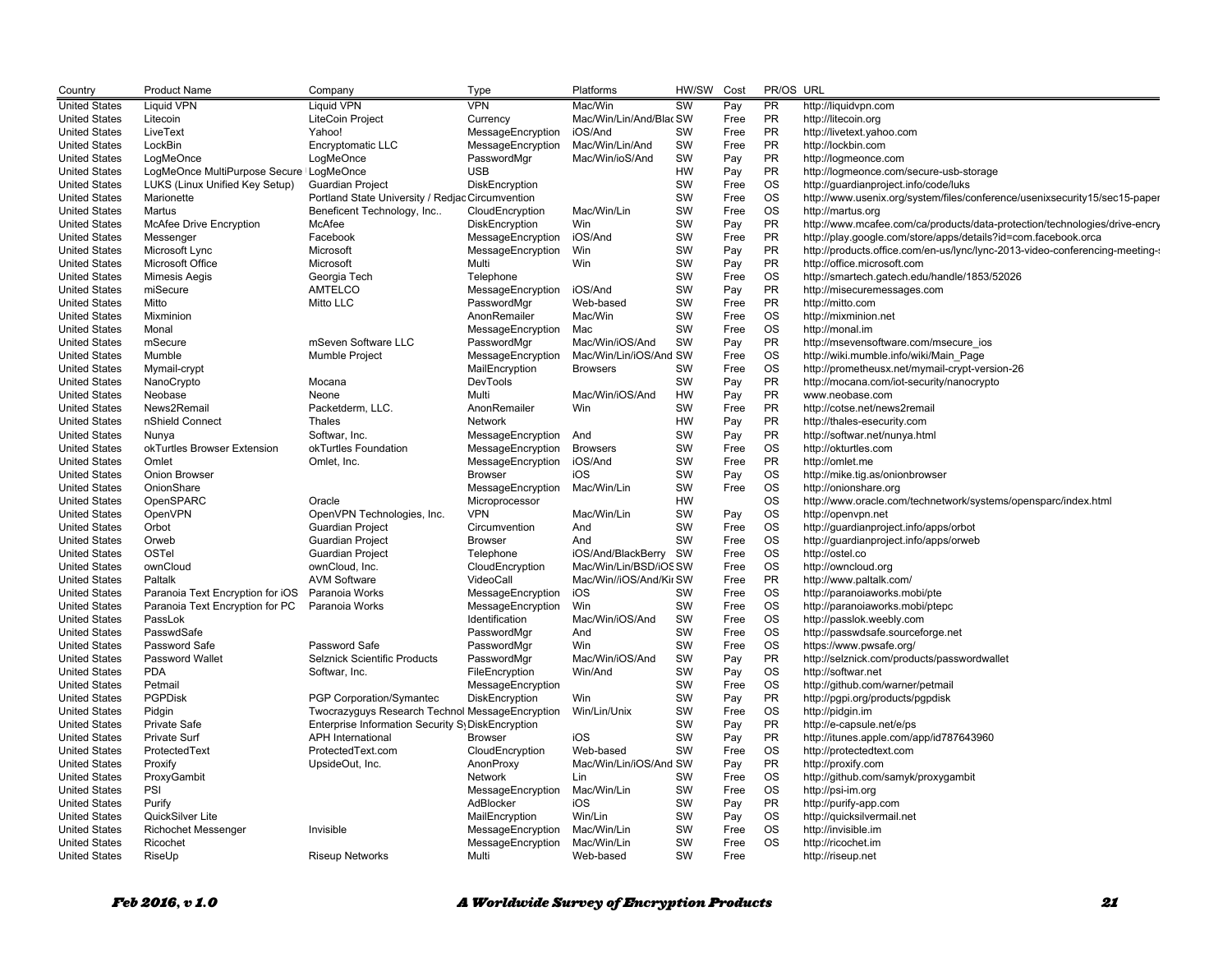| Country | Product Name | Company | Type | Platforms | HW/SW | Cost | PR/OS | URL |
|---|---|---|---|---|---|---|---|---|
| United States | Liquid VPN | Liquid VPN | VPN | Mac/Win | SW | Pay | PR | http://liquidvpn.com |
| United States | Litecoin | LiteCoin Project | Currency | Mac/Win/Lin/And/Blac | SW | Free | PR | http://litecoin.org |
| United States | LiveText | Yahoo! | MessageEncryption | iOS/And | SW | Free | PR | http://livetext.yahoo.com |
| United States | LockBin | Encryptomatic LLC | MessageEncryption | Mac/Win/Lin/And | SW | Free | PR | http://lockbin.com |
| United States | LogMeOnce | LogMeOnce | PasswordMgr | Mac/Win/ioS/And | SW | Pay | PR | http://logmeonce.com |
| United States | LogMeOnce MultiPurpose Secure | LogMeOnce | USB | | HW | Pay | PR | http://logmeonce.com/secure-usb-storage |
| United States | LUKS (Linux Unified Key Setup) | Guardian Project | DiskEncryption | | SW | Free | OS | http://guardianproject.info/code/luks |
| United States | Marionette | Portland State University / Redjac | Circumvention | | SW | Free | OS | http://www.usenix.org/system/files/conference/usenixsecurity15/sec15-paper |
| United States | Martus | Beneficent Technology, Inc.. | CloudEncryption | Mac/Win/Lin | SW | Free | OS | http://martus.org |
| United States | McAfee Drive Encryption | McAfee | DiskEncryption | Win | SW | Pay | PR | http://www.mcafee.com/ca/products/data-protection/technologies/drive-encry |
| United States | Messenger | Facebook | MessageEncryption | iOS/And | SW | Free | PR | http://play.google.com/store/apps/details?id=com.facebook.orca |
| United States | Microsoft Lync | Microsoft | MessageEncryption | Win | SW | Pay | PR | http://products.office.com/en-us/lync/lync-2013-video-conferencing-meeting- |
| United States | Microsoft Office | Microsoft | Multi | Win | SW | Pay | PR | http://office.microsoft.com |
| United States | Mimesis Aegis | Georgia Tech | Telephone | | SW | Free | OS | http://smartech.gatech.edu/handle/1853/52026 |
| United States | miSecure | AMTELCO | MessageEncryption | iOS/And | SW | Pay | PR | http://misecuremessages.com |
| United States | Mitto | Mitto LLC | PasswordMgr | Web-based | SW | Free | PR | http://mitto.com |
| United States | Mixminion | | AnonRemailer | Mac/Win | SW | Free | OS | http://mixminion.net |
| United States | Monal | | MessageEncryption | Mac | SW | Free | OS | http://monal.im |
| United States | mSecure | mSeven Software LLC | PasswordMgr | Mac/Win/iOS/And | SW | Pay | PR | http://msevensoftware.com/msecure_ios |
| United States | Mumble | Mumble Project | MessageEncryption | Mac/Win/Lin/iOS/And | SW | Free | OS | http://wiki.mumble.info/wiki/Main_Page |
| United States | Mymail-crypt | | MailEncryption | Browsers | SW | Free | OS | http://prometheusx.net/mymail-crypt-version-26 |
| United States | NanoCrypto | Mocana | DevTools | | SW | Pay | PR | http://mocana.com/iot-security/nanocrypto |
| United States | Neobase | Neone | Multi | Mac/Win/iOS/And | HW | Pay | PR | www.neobase.com |
| United States | News2Remail | Packetderm, LLC. | AnonRemailer | Win | SW | Free | PR | http://cotse.net/news2remail |
| United States | nShield Connect | Thales | Network | | HW | Pay | PR | http://thales-esecurity.com |
| United States | Nunya | Softwar, Inc. | MessageEncryption | And | SW | Pay | PR | http://softwar.net/nunya.html |
| United States | okTurtles Browser Extension | okTurtles Foundation | MessageEncryption | Browsers | SW | Free | OS | http://okturtles.com |
| United States | Omlet | Omlet, Inc. | MessageEncryption | iOS/And | SW | Free | PR | http://omlet.me |
| United States | Onion Browser | | Browser | iOS | SW | Pay | OS | http://mike.tig.as/onionbrowser |
| United States | OnionShare | | MessageEncryption | Mac/Win/Lin | SW | Free | OS | http://onionshare.org |
| United States | OpenSPARC | Oracle | Microprocessor | | HW | | OS | http://www.oracle.com/technetwork/systems/opensparc/index.html |
| United States | OpenVPN | OpenVPN Technologies, Inc. | VPN | Mac/Win/Lin | SW | Pay | OS | http://openvpn.net |
| United States | Orbot | Guardian Project | Circumvention | And | SW | Free | OS | http://guardianproject.info/apps/orbot |
| United States | Orweb | Guardian Project | Browser | And | SW | Free | OS | http://guardianproject.info/apps/orweb |
| United States | OSTel | Guardian Project | Telephone | iOS/And/BlackBerry | SW | Free | OS | http://ostel.co |
| United States | ownCloud | ownCloud, Inc. | CloudEncryption | Mac/Win/Lin/BSD/iOS | SW | Free | OS | http://owncloud.org |
| United States | Paltalk | AVM Software | VideoCall | Mac/Win//iOS/And/Ki | SW | Free | PR | http://www.paltalk.com/ |
| United States | Paranoia Text Encryption for iOS | Paranoia Works | MessageEncryption | iOS | SW | Free | OS | http://paranoiaworks.mobi/pte |
| United States | Paranoia Text Encryption for PC | Paranoia Works | MessageEncryption | Win | SW | Free | OS | http://paranoiaworks.mobi/ptepc |
| United States | PassLok | | Identification | Mac/Win/iOS/And | SW | Free | OS | http://passlok.weebly.com |
| United States | PasswdSafe | | PasswordMgr | And | SW | Free | OS | http://passwdsafe.sourceforge.net |
| United States | Password Safe | Password Safe | PasswordMgr | Win | SW | Free | OS | https://www.pwsafe.org/ |
| United States | Password Wallet | Selznick Scientific Products | PasswordMgr | Mac/Win/iOS/And | SW | Pay | PR | http://selznick.com/products/passwordwallet |
| United States | PDA | Softwar, Inc. | FileEncryption | Win/And | SW | Pay | OS | http://softwar.net |
| United States | Petmail | | MessageEncryption | | SW | Free | OS | http://github.com/warner/petmail |
| United States | PGPDisk | PGP Corporation/Symantec | DiskEncryption | Win | SW | Pay | PR | http://pgpi.org/products/pgpdisk |
| United States | Pidgin | Twocrazyguys Research Technol | MessageEncryption | Win/Lin/Unix | SW | Free | OS | http://pidgin.im |
| United States | Private Safe | Enterprise Information Security Sy | DiskEncryption | | SW | Pay | PR | http://e-capsule.net/e/ps |
| United States | Private Surf | APH International | Browser | iOS | SW | Pay | PR | http://itunes.apple.com/app/id787643960 |
| United States | ProtectedText | ProtectedText.com | CloudEncryption | Web-based | SW | Free | OS | http://protectedtext.com |
| United States | Proxify | UpsideOut, Inc. | AnonProxy | Mac/Win/Lin/iOS/And | SW | Pay | PR | http://proxify.com |
| United States | ProxyGambit | | Network | Lin | SW | Free | OS | http://github.com/samyk/proxygambit |
| United States | PSI | | MessageEncryption | Mac/Win/Lin | SW | Free | OS | http://psi-im.org |
| United States | Purify | | AdBlocker | iOS | SW | Pay | PR | http://purify-app.com |
| United States | QuickSilver Lite | | MailEncryption | Win/Lin | SW | Pay | OS | http://quicksilvermail.net |
| United States | Richochet Messenger | Invisible | MessageEncryption | Mac/Win/Lin | SW | Free | OS | http://invisible.im |
| United States | Ricochet | | MessageEncryption | Mac/Win/Lin | SW | Free | OS | http://ricochet.im |
| United States | RiseUp | Riseup Networks | Multi | Web-based | SW | Free | | http://riseup.net |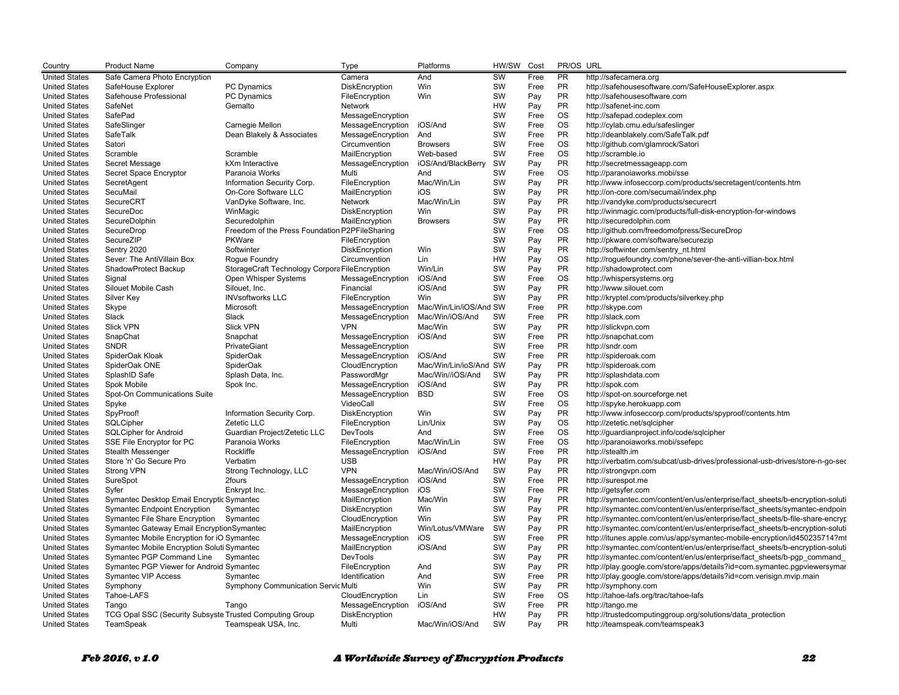| Country | Product Name | Company | Type | Platforms | HW/SW | Cost | PR/OS | URL |
|---|---|---|---|---|---|---|---|---|
| United States | Safe Camera Photo Encryption | | Camera | And | SW | Free | PR | http://safecamera.org |
| United States | SafeHouse Explorer | PC Dynamics | DiskEncryption | Win | SW | Free | PR | http://safehousesoftware.com/SafeHouseExplorer.aspx |
| United States | Safehouse Professional | PC Dynamics | FileEncryption | Win | SW | Pay | PR | http://safehousesoftware.com |
| United States | SafeNet | Gemalto | Network | | HW | Pay | PR | http://safenet-inc.com |
| United States | SafePad | | MessageEncryption | | SW | Free | OS | http://safepad.codeplex.com |
| United States | SafeSlinger | Carnegie Mellon | MessageEncryption | iOS/And | SW | Free | OS | http://cylab.cmu.edu/safeslinger |
| United States | SafeTalk | Dean Blakely & Associates | MessageEncryption | And | SW | Free | PR | http://deanblakely.com/SafeTalk.pdf |
| United States | Satori | | Circumvention | Browsers | SW | Free | OS | http://github.com/glamrock/Satori |
| United States | Scramble | Scramble | MailEncryption | Web-based | SW | Free | OS | http://scramble.io |
| United States | Secret Message | kXm Interactive | MessageEncryption | iOS/And/BlackBerry | SW | Pay | PR | http://secretmessageapp.com |
| United States | Secret Space Encryptor | Paranoia Works | Multi | And | SW | Free | OS | http://paranoiaworks.mobi/sse |
| United States | SecretAgent | Information Security Corp. | FileEncryption | Mac/Win/Lin | SW | Pay | PR | http://www.infoseccorp.com/products/secretagent/contents.htm |
| United States | SecuMail | On-Core Software LLC | MailEncryption | iOS | SW | Pay | PR | http://on-core.com/secumail/index.php |
| United States | SecureCRT | VanDyke Software, Inc. | Network | Mac/Win/Lin | SW | Pay | PR | http://vandyke.com/products/securecrt |
| United States | SecureDoc | WinMagic | DiskEncryption | Win | SW | Pay | PR | http://winmagic.com/products/full-disk-encryption-for-windows |
| United States | SecureDolphin | Securedolphin | MailEncryption | Browsers | SW | Pay | PR | http://securedolphin.com |
| United States | SecureDrop | Freedom of the Press Foundation | P2PFileSharing | | SW | Free | OS | http://github.com/freedomofpress/SecureDrop |
| United States | SecureZIP | PKWare | FileEncryption | | SW | Pay | PR | http://pkware.com/software/securezip |
| United States | Sentry 2020 | Softwinter | DiskEncryption | Win | SW | Pay | PR | http://softwinter.com/sentry_nt.html |
| United States | Sever: The AntiVillain Box | Rogue Foundry | Circumvention | Lin | HW | Pay | OS | http://roguefoundry.com/phone/sever-the-anti-villian-box.html |
| United States | ShadowProtect Backup | StorageCraft Technology Corpora | FileEncryption | Win/Lin | SW | Pay | PR | http://shadowprotect.com |
| United States | Signal | Open Whisper Systems | MessageEncryption | iOS/And | SW | Free | OS | http://whispersystems.org |
| United States | Silouet Mobile Cash | Silouet, Inc. | Financial | iOS/And | SW | Pay | PR | http://www.silouet.com |
| United States | Silver Key | INVsoftworks LLC | FileEncryption | Win | SW | Pay | PR | http://kryptel.com/products/silverkey.php |
| United States | Skype | Microsoft | MessageEncryption | Mac/Win/Lin/iOS/And | SW | Free | PR | http://skype.com |
| United States | Slack | Slack | MessageEncryption | Mac/Win/iOS/And | SW | Free | PR | http://slack.com |
| United States | Slick VPN | Slick VPN | VPN | Mac/Win | SW | Pay | PR | http://slickvpn.com |
| United States | SnapChat | Snapchat | MessageEncryption | iOS/And | SW | Free | PR | http://snapchat.com |
| United States | SNDR | PrivateGiant | MessageEncryption | | SW | Free | PR | http://sndr.com |
| United States | SpiderOak Kloak | SpiderOak | MessageEncryption | iOS/And | SW | Free | PR | http://spideroak.com |
| United States | SpiderOak ONE | SpiderOak | CloudEncryption | Mac/Win/Lin/ioS/And | SW | Pay | PR | http://spideroak.com |
| United States | SplashID Safe | Splash Data, Inc. | PasswordMgr | Mac/Win//iOS/And | SW | Pay | PR | http://splashdata.com |
| United States | Spok Mobile | Spok Inc. | MessageEncryption | iOS/And | SW | Pay | PR | http://spok.com |
| United States | Spot-On Communications Suite | | MessageEncryption | BSD | SW | Free | OS | http://spot-on.sourceforge.net |
| United States | Spyke | | VideoCall | | SW | Free | OS | http://spyke.herokuapp.com |
| United States | SpyProof! | Information Security Corp. | DiskEncryption | Win | SW | Pay | PR | http://www.infoseccorp.com/products/spyproof/contents.htm |
| United States | SQLCipher | Zetetic LLC | FileEncryption | Lin/Unix | SW | Pay | OS | http://zetetic.net/sqlcipher |
| United States | SQLCipher for Android | Guardian Project/Zetetic LLC | DevTools | And | SW | Free | OS | http://guardianproject.info/code/sqlcipher |
| United States | SSE File Encryptor for PC | Paranoia Works | FileEncryption | Mac/Win/Lin | SW | Free | OS | http://paranoiaworks.mobi/ssefepc |
| United States | Stealth Messenger | Rockliffe | MessageEncryption | iOS/And | SW | Free | PR | http://stealth.im |
| United States | Store 'n' Go Secure Pro | Verbatim | USB | | HW | Pay | PR | http://verbatim.com/subcat/usb-drives/professional-usb-drives/store-n-go-sec |
| United States | Strong VPN | Strong Technology, LLC | VPN | Mac/Win/iOS/And | SW | Pay | PR | http://strongvpn.com |
| United States | SureSpot | 2fours | MessageEncryption | iOS/And | SW | Free | PR | http://surespot.me |
| United States | Syfer | Enkrypt Inc. | MessageEncryption | iOS | SW | Free | PR | http://getsyfer.com |
| United States | Symantec Desktop Email Encryptic | Symantec | MailEncryption | Mac/Win | SW | Pay | PR | http://symantec.com/content/en/us/enterprise/fact_sheets/b-encryption-soluti |
| United States | Symantec Endpoint Encryption | Symantec | DiskEncryption | Win | SW | Pay | PR | http://symantec.com/content/en/us/enterprise/fact_sheets/symantec-endpoin |
| United States | Symantec File Share Encryption | Symantec | CloudEncryption | Win | SW | Pay | PR | http://symantec.com/content/en/us/enterprise/fact_sheets/b-file-share-encryp |
| United States | Symantec Gateway Email Encryption | Symantec | MailEncryption | Win/Lotus/VMWare | SW | Pay | PR | http://symantec.com/content/en/us/enterprise/fact_sheets/b-encryption-soluti |
| United States | Symantec Mobile Encryption for iO | Symantec | MessageEncryption | iOS | SW | Free | PR | http://itunes.apple.com/us/app/symantec-mobile-encryption/id450235714?mt |
| United States | Symantec Mobile Encryption Soluti | Symantec | MailEncryption | iOS/And | SW | Pay | PR | http://symantec.com/content/en/us/enterprise/fact_sheets/b-encryption-soluti |
| United States | Symantec PGP Command Line | Symantec | DevTools | | SW | Pay | PR | http://symantec.com/content/en/us/enterprise/fact_sheets/b-pgp_command_ |
| United States | Symantec PGP Viewer for Android | Symantec | FileEncryption | And | SW | Pay | PR | http://play.google.com/store/apps/details?id=com.symantec.pgpviewersymar |
| United States | Symantec VIP Access | Symantec | Identification | And | SW | Free | PR | http://play.google.com/store/apps/details?id=com.verisign.mvip.main |
| United States | Symphony | Symphony Communication Servic | Multi | Win | SW | Pay | PR | http://symphony.com |
| United States | Tahoe-LAFS | | CloudEncryption | Lin | SW | Free | OS | http://tahoe-lafs.org/trac/tahoe-lafs |
| United States | Tango | Tango | MessageEncryption | iOS/And | SW | Free | PR | http://tango.me |
| United States | TCG Opal SSC (Security Subsyste | Trusted Computing Group | DiskEncryption | | HW | Pay | PR | http://trustedcomputinggroup.org/solutions/data_protection |
| United States | TeamSpeak | Teamspeak USA, Inc. | Multi | Mac/Win/iOS/And | SW | Pay | PR | http://teamspeak.com/teamspeak3 |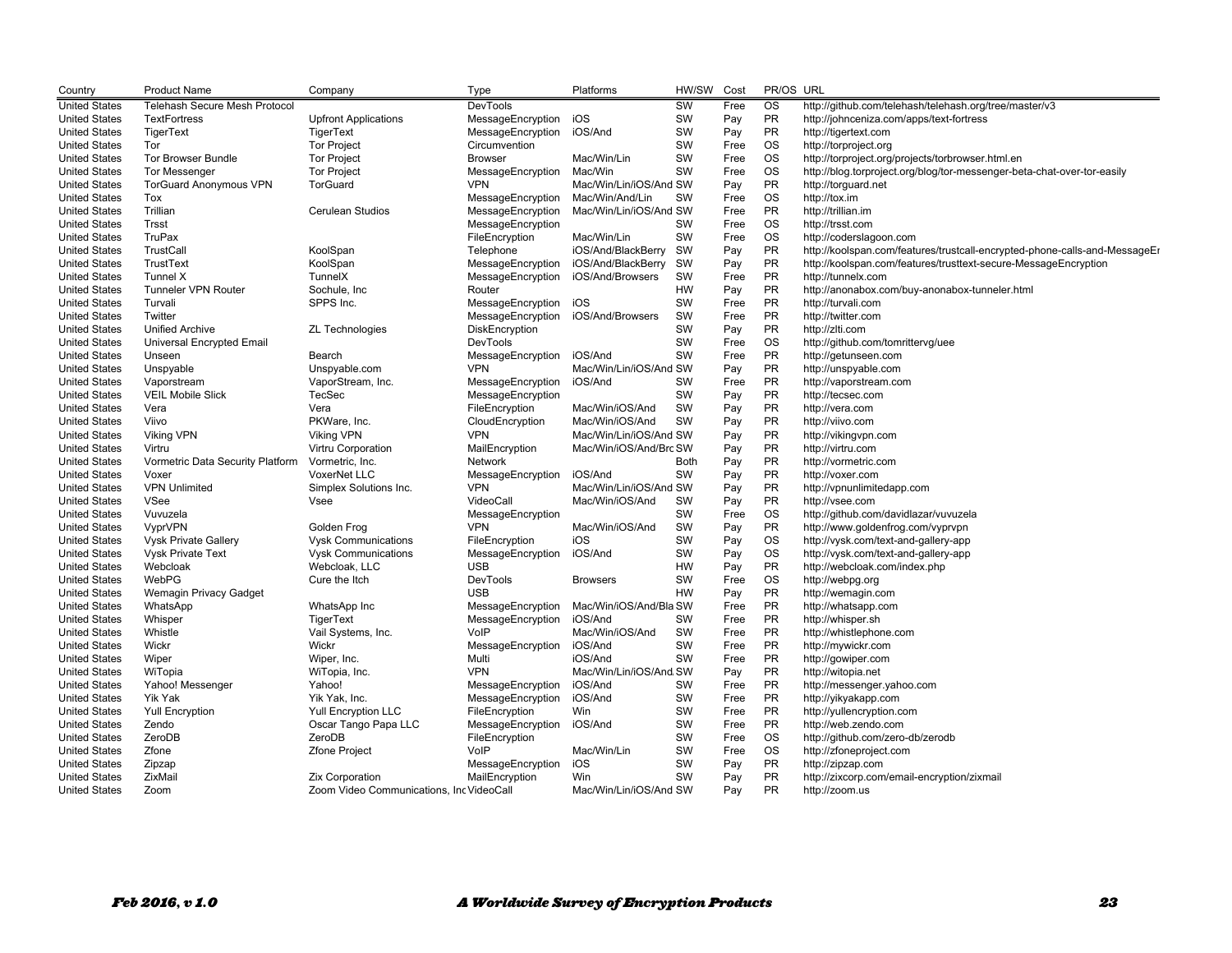| Country | Product Name | Company | Type | Platforms | HW/SW | Cost | PR/OS | URL |
|---|---|---|---|---|---|---|---|---|
| United States | Telehash Secure Mesh Protocol | | DevTools | | SW | Free | OS | http://github.com/telehash/telehash.org/tree/master/v3 |
| United States | TextFortress | Upfront Applications | MessageEncryption | iOS | SW | Pay | PR | http://johnceniza.com/apps/text-fortress |
| United States | TigerText | TigerText | MessageEncryption | iOS/And | SW | Pay | PR | http://tigertext.com |
| United States | Tor | Tor Project | Circumvention | | SW | Free | OS | http://torproject.org |
| United States | Tor Browser Bundle | Tor Project | Browser | Mac/Win/Lin | SW | Free | OS | http://torproject.org/projects/torbrowser.html.en |
| United States | Tor Messenger | Tor Project | MessageEncryption | Mac/Win | SW | Free | OS | http://blog.torproject.org/blog/tor-messenger-beta-chat-over-tor-easily |
| United States | TorGuard Anonymous VPN | TorGuard | VPN | Mac/Win/Lin/iOS/And | SW | Pay | PR | http://torguard.net |
| United States | Tox | | MessageEncryption | Mac/Win/And/Lin | SW | Free | OS | http://tox.im |
| United States | Trillian | Cerulean Studios | MessageEncryption | Mac/Win/Lin/iOS/And | SW | Free | PR | http://trillian.im |
| United States | Trsst | | MessageEncryption | | SW | Free | OS | http://trsst.com |
| United States | TruPax | | FileEncryption | Mac/Win/Lin | SW | Free | OS | http://coderslagoon.com |
| United States | TrustCall | KoolSpan | Telephone | iOS/And/BlackBerry | SW | Pay | PR | http://koolspan.com/features/trustcall-encrypted-phone-calls-and-MessageEr |
| United States | TrustText | KoolSpan | MessageEncryption | iOS/And/BlackBerry | SW | Pay | PR | http://koolspan.com/features/trusttext-secure-MessageEncryption |
| United States | Tunnel X | TunnelX | MessageEncryption | iOS/And/Browsers | SW | Free | PR | http://tunnelx.com |
| United States | Tunneler VPN Router | Sochule, Inc | Router | | HW | Pay | PR | http://anonabox.com/buy-anonabox-tunneler.html |
| United States | Turvali | SPPS Inc. | MessageEncryption | iOS | SW | Free | PR | http://turvali.com |
| United States | Twitter | | MessageEncryption | iOS/And/Browsers | SW | Free | PR | http://twitter.com |
| United States | Unified Archive | ZL Technologies | DiskEncryption | | SW | Pay | PR | http://zlti.com |
| United States | Universal Encrypted Email | | DevTools | | SW | Free | OS | http://github.com/tomrittervg/uee |
| United States | Unseen | Bearch | MessageEncryption | iOS/And | SW | Free | PR | http://getunseen.com |
| United States | Unspyable | Unspyable.com | VPN | Mac/Win/Lin/iOS/And | SW | Pay | PR | http://unspyable.com |
| United States | Vaporstream | VaporStream, Inc. | MessageEncryption | iOS/And | SW | Free | PR | http://vaporstream.com |
| United States | VEIL Mobile Slick | TecSec | MessageEncryption | | SW | Pay | PR | http://tecsec.com |
| United States | Vera | Vera | FileEncryption | Mac/Win/iOS/And | SW | Pay | PR | http://vera.com |
| United States | Viivo | PKWare, Inc. | CloudEncryption | Mac/Win/iOS/And | SW | Pay | PR | http://viivo.com |
| United States | Viking VPN | Viking VPN | VPN | Mac/Win/Lin/iOS/And | SW | Pay | PR | http://vikingvpn.com |
| United States | Virtru | Virtru Corporation | MailEncryption | Mac/Win/iOS/And/Brc | SW | Pay | PR | http://virtru.com |
| United States | Vormetric Data Security Platform | Vormetric, Inc. | Network | | Both | Pay | PR | http://vormetric.com |
| United States | Voxer | VoxerNet LLC | MessageEncryption | iOS/And | SW | Pay | PR | http://voxer.com |
| United States | VPN Unlimited | Simplex Solutions Inc. | VPN | Mac/Win/Lin/iOS/And | SW | Pay | PR | http://vpnunlimitedapp.com |
| United States | VSee | Vsee | VideoCall | Mac/Win/iOS/And | SW | Pay | PR | http://vsee.com |
| United States | Vuvuzela | | MessageEncryption | | SW | Free | OS | http://github.com/davidlazar/vuvuzela |
| United States | VyprVPN | Golden Frog | VPN | Mac/Win/iOS/And | SW | Pay | PR | http://www.goldenfrog.com/vyprvpn |
| United States | Vysk Private Gallery | Vysk Communications | FileEncryption | iOS | SW | Pay | OS | http://vysk.com/text-and-gallery-app |
| United States | Vysk Private Text | Vysk Communications | MessageEncryption | iOS/And | SW | Pay | OS | http://vysk.com/text-and-gallery-app |
| United States | Webcloak | Webcloak, LLC | USB | | HW | Pay | PR | http://webcloak.com/index.php |
| United States | WebPG | Cure the Itch | DevTools | Browsers | SW | Free | OS | http://webpg.org |
| United States | Wemagin Privacy Gadget | | USB | | HW | Pay | PR | http://wemagin.com |
| United States | WhatsApp | WhatsApp Inc | MessageEncryption | Mac/Win/iOS/And/Bla | SW | Free | PR | http://whatsapp.com |
| United States | Whisper | TigerText | MessageEncryption | iOS/And | SW | Free | PR | http://whisper.sh |
| United States | Whistle | Vail Systems, Inc. | VoIP | Mac/Win/iOS/And | SW | Free | PR | http://whistlephone.com |
| United States | Wickr | Wickr | MessageEncryption | iOS/And | SW | Free | PR | http://mywickr.com |
| United States | Wiper | Wiper, Inc. | Multi | iOS/And | SW | Free | PR | http://gowiper.com |
| United States | WiTopia | WiTopia, Inc. | VPN | Mac/Win/Lin/iOS/And | SW | Pay | PR | http://witopia.net |
| United States | Yahoo! Messenger | Yahoo! | MessageEncryption | iOS/And | SW | Free | PR | http://messenger.yahoo.com |
| United States | Yik Yak | Yik Yak, Inc. | MessageEncryption | iOS/And | SW | Free | PR | http://yikyakapp.com |
| United States | Yull Encryption | Yull Encryption LLC | FileEncryption | Win | SW | Free | PR | http://yullencryption.com |
| United States | Zendo | Oscar Tango Papa LLC | MessageEncryption | iOS/And | SW | Free | PR | http://web.zendo.com |
| United States | ZeroDB | ZeroDB | FileEncryption | | SW | Free | OS | http://github.com/zero-db/zerodb |
| United States | Zfone | Zfone Project | VoIP | Mac/Win/Lin | SW | Free | OS | http://zfoneproject.com |
| United States | Zipzap | | MessageEncryption | iOS | SW | Pay | PR | http://zipzap.com |
| United States | ZixMail | Zix Corporation | MailEncryption | Win | SW | Pay | PR | http://zixcorp.com/email-encryption/zixmail |
| United States | Zoom | Zoom Video Communications, Inc | VideoCall | Mac/Win/Lin/iOS/And | SW | Pay | PR | http://zoom.us |